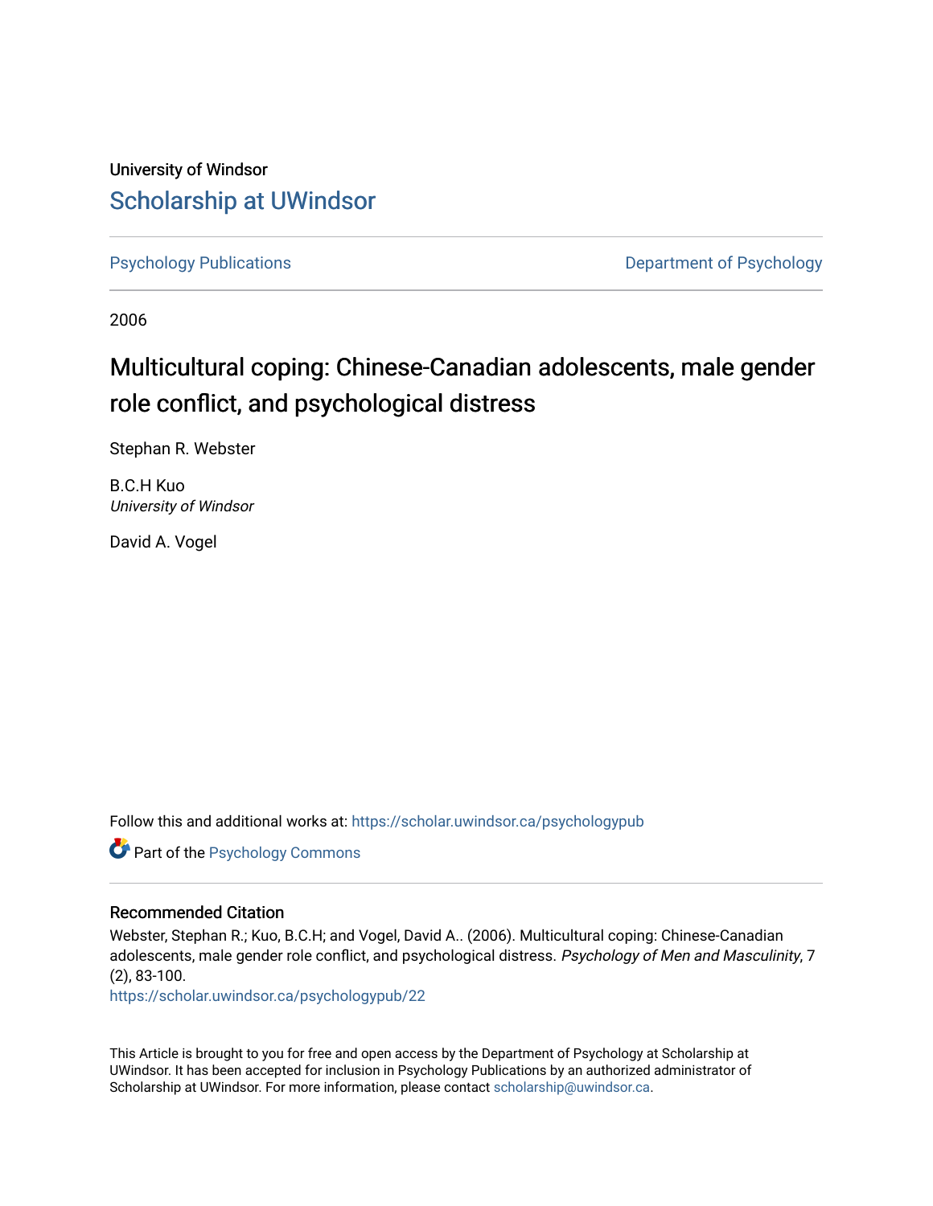University of Windsor

# Scholarship at UWindsor

Psychology Publications

Department of Psychology

2006

## Multicultural coping: Chinese-Canadian adolescents, male gender role conflict, and psychological distress

Stephan R. Webster

B.C.H Kuo
*University of Windsor*

David A. Vogel

Follow this and additional works at: https://scholar.uwindsor.ca/psychologypub

Part of the Psychology Commons

### Recommended Citation

Webster, Stephan R.; Kuo, B.C.H; and Vogel, David A.. (2006). Multicultural coping: Chinese-Canadian adolescents, male gender role conflict, and psychological distress. *Psychology of Men and Masculinity*, 7 (2), 83-100.
https://scholar.uwindsor.ca/psychologypub/22

This Article is brought to you for free and open access by the Department of Psychology at Scholarship at UWindsor. It has been accepted for inclusion in Psychology Publications by an authorized administrator of Scholarship at UWindsor. For more information, please contact scholarship@uwindsor.ca.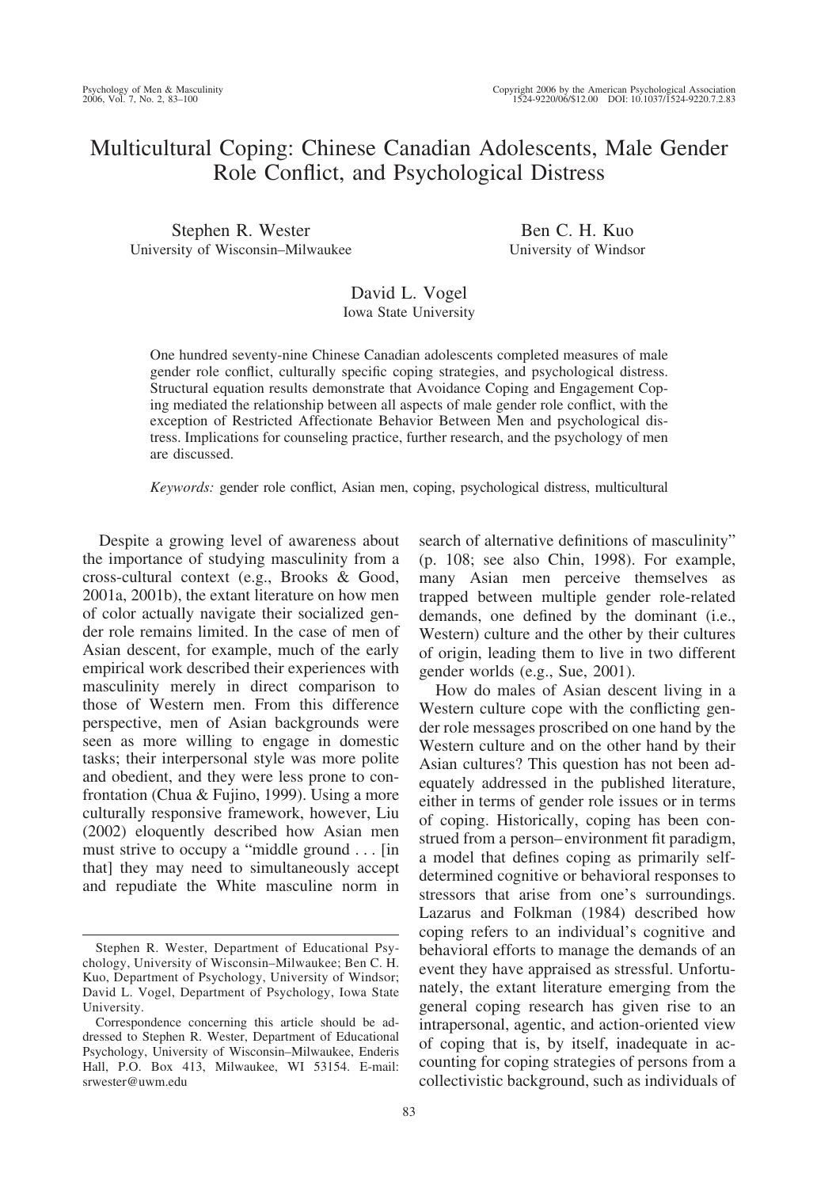# Multicultural Coping: Chinese Canadian Adolescents, Male Gender Role Conflict, and Psychological Distress

Stephen R. Wester
University of Wisconsin–Milwaukee

Ben C. H. Kuo
University of Windsor

David L. Vogel
Iowa State University

One hundred seventy-nine Chinese Canadian adolescents completed measures of male gender role conflict, culturally specific coping strategies, and psychological distress. Structural equation results demonstrate that Avoidance Coping and Engagement Coping mediated the relationship between all aspects of male gender role conflict, with the exception of Restricted Affectionate Behavior Between Men and psychological distress. Implications for counseling practice, further research, and the psychology of men are discussed.

*Keywords:* gender role conflict, Asian men, coping, psychological distress, multicultural

Despite a growing level of awareness about the importance of studying masculinity from a cross-cultural context (e.g., Brooks & Good, 2001a, 2001b), the extant literature on how men of color actually navigate their socialized gender role remains limited. In the case of men of Asian descent, for example, much of the early empirical work described their experiences with masculinity merely in direct comparison to those of Western men. From this difference perspective, men of Asian backgrounds were seen as more willing to engage in domestic tasks; their interpersonal style was more polite and obedient, and they were less prone to confrontation (Chua & Fujino, 1999). Using a more culturally responsive framework, however, Liu (2002) eloquently described how Asian men must strive to occupy a "middle ground . . . [in that] they may need to simultaneously accept and repudiate the White masculine norm in search of alternative definitions of masculinity" (p. 108; see also Chin, 1998). For example, many Asian men perceive themselves as trapped between multiple gender role-related demands, one defined by the dominant (i.e., Western) culture and the other by their cultures of origin, leading them to live in two different gender worlds (e.g., Sue, 2001).

How do males of Asian descent living in a Western culture cope with the conflicting gender role messages proscribed on one hand by the Western culture and on the other hand by their Asian cultures? This question has not been adequately addressed in the published literature, either in terms of gender role issues or in terms of coping. Historically, coping has been construed from a person–environment fit paradigm, a model that defines coping as primarily self-determined cognitive or behavioral responses to stressors that arise from one's surroundings. Lazarus and Folkman (1984) described how coping refers to an individual's cognitive and behavioral efforts to manage the demands of an event they have appraised as stressful. Unfortunately, the extant literature emerging from the general coping research has given rise to an intrapersonal, agentic, and action-oriented view of coping that is, by itself, inadequate in accounting for coping strategies of persons from a collectivistic background, such as individuals of

---

Stephen R. Wester, Department of Educational Psychology, University of Wisconsin–Milwaukee; Ben C. H. Kuo, Department of Psychology, University of Windsor; David L. Vogel, Department of Psychology, Iowa State University.

Correspondence concerning this article should be addressed to Stephen R. Wester, Department of Educational Psychology, University of Wisconsin–Milwaukee, Enderis Hall, P.O. Box 413, Milwaukee, WI 53154. E-mail: srwester@uwm.edu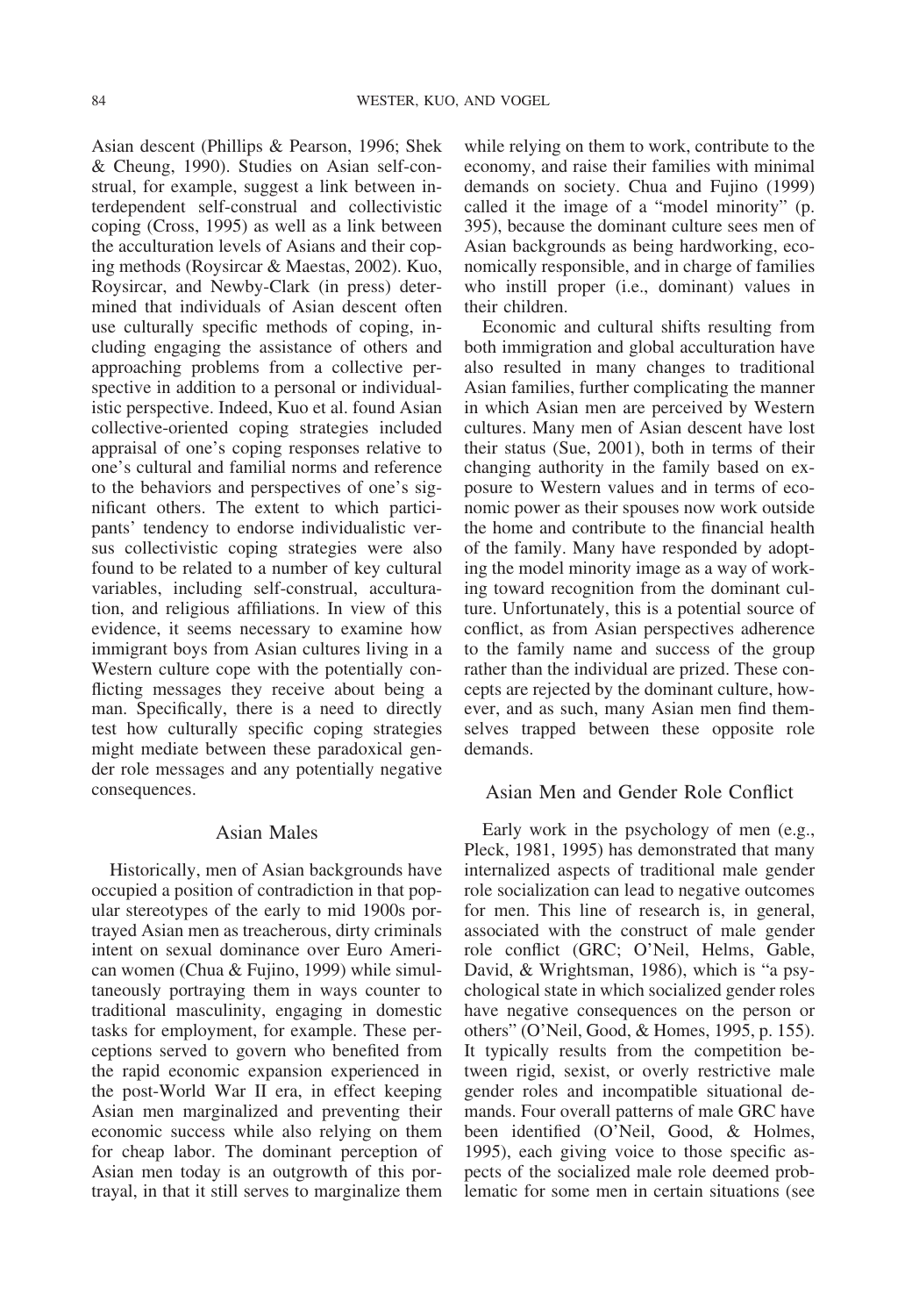Asian descent (Phillips & Pearson, 1996; Shek & Cheung, 1990). Studies on Asian self-construal, for example, suggest a link between interdependent self-construal and collectivistic coping (Cross, 1995) as well as a link between the acculturation levels of Asians and their coping methods (Roysircar & Maestas, 2002). Kuo, Roysircar, and Newby-Clark (in press) determined that individuals of Asian descent often use culturally specific methods of coping, including engaging the assistance of others and approaching problems from a collective perspective in addition to a personal or individualistic perspective. Indeed, Kuo et al. found Asian collective-oriented coping strategies included appraisal of one's coping responses relative to one's cultural and familial norms and reference to the behaviors and perspectives of one's significant others. The extent to which participants' tendency to endorse individualistic versus collectivistic coping strategies were also found to be related to a number of key cultural variables, including self-construal, acculturation, and religious affiliations. In view of this evidence, it seems necessary to examine how immigrant boys from Asian cultures living in a Western culture cope with the potentially conflicting messages they receive about being a man. Specifically, there is a need to directly test how culturally specific coping strategies might mediate between these paradoxical gender role messages and any potentially negative consequences.

## Asian Males

Historically, men of Asian backgrounds have occupied a position of contradiction in that popular stereotypes of the early to mid 1900s portrayed Asian men as treacherous, dirty criminals intent on sexual dominance over Euro American women (Chua & Fujino, 1999) while simultaneously portraying them in ways counter to traditional masculinity, engaging in domestic tasks for employment, for example. These perceptions served to govern who benefited from the rapid economic expansion experienced in the post-World War II era, in effect keeping Asian men marginalized and preventing their economic success while also relying on them for cheap labor. The dominant perception of Asian men today is an outgrowth of this portrayal, in that it still serves to marginalize them while relying on them to work, contribute to the economy, and raise their families with minimal demands on society. Chua and Fujino (1999) called it the image of a "model minority" (p. 395), because the dominant culture sees men of Asian backgrounds as being hardworking, economically responsible, and in charge of families who instill proper (i.e., dominant) values in their children.

Economic and cultural shifts resulting from both immigration and global acculturation have also resulted in many changes to traditional Asian families, further complicating the manner in which Asian men are perceived by Western cultures. Many men of Asian descent have lost their status (Sue, 2001), both in terms of their changing authority in the family based on exposure to Western values and in terms of economic power as their spouses now work outside the home and contribute to the financial health of the family. Many have responded by adopting the model minority image as a way of working toward recognition from the dominant culture. Unfortunately, this is a potential source of conflict, as from Asian perspectives adherence to the family name and success of the group rather than the individual are prized. These concepts are rejected by the dominant culture, however, and as such, many Asian men find themselves trapped between these opposite role demands.

## Asian Men and Gender Role Conflict

Early work in the psychology of men (e.g., Pleck, 1981, 1995) has demonstrated that many internalized aspects of traditional male gender role socialization can lead to negative outcomes for men. This line of research is, in general, associated with the construct of male gender role conflict (GRC; O'Neil, Helms, Gable, David, & Wrightsman, 1986), which is "a psychological state in which socialized gender roles have negative consequences on the person or others" (O'Neil, Good, & Homes, 1995, p. 155). It typically results from the competition between rigid, sexist, or overly restrictive male gender roles and incompatible situational demands. Four overall patterns of male GRC have been identified (O'Neil, Good, & Holmes, 1995), each giving voice to those specific aspects of the socialized male role deemed problematic for some men in certain situations (see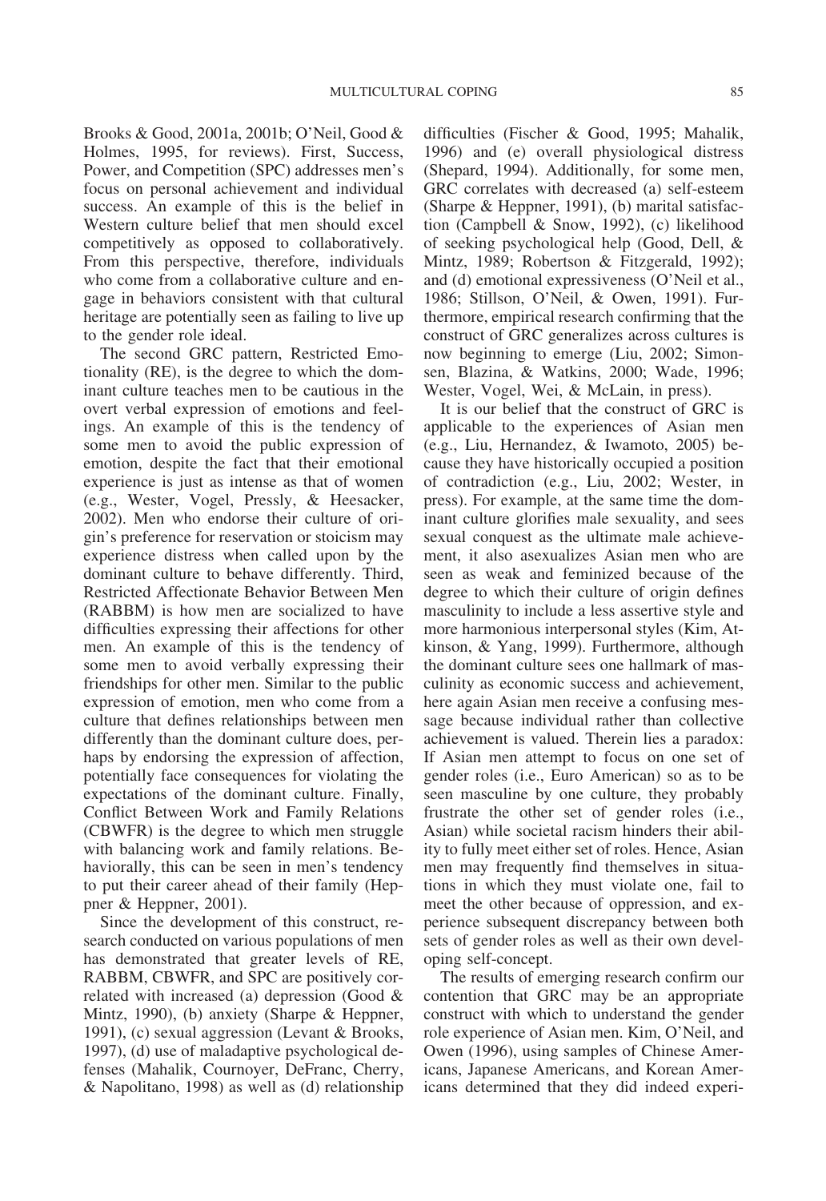Brooks & Good, 2001a, 2001b; O'Neil, Good & Holmes, 1995, for reviews). First, Success, Power, and Competition (SPC) addresses men's focus on personal achievement and individual success. An example of this is the belief in Western culture belief that men should excel competitively as opposed to collaboratively. From this perspective, therefore, individuals who come from a collaborative culture and engage in behaviors consistent with that cultural heritage are potentially seen as failing to live up to the gender role ideal.

The second GRC pattern, Restricted Emotionality (RE), is the degree to which the dominant culture teaches men to be cautious in the overt verbal expression of emotions and feelings. An example of this is the tendency of some men to avoid the public expression of emotion, despite the fact that their emotional experience is just as intense as that of women (e.g., Wester, Vogel, Pressly, & Heesacker, 2002). Men who endorse their culture of origin's preference for reservation or stoicism may experience distress when called upon by the dominant culture to behave differently. Third, Restricted Affectionate Behavior Between Men (RABBM) is how men are socialized to have difficulties expressing their affections for other men. An example of this is the tendency of some men to avoid verbally expressing their friendships for other men. Similar to the public expression of emotion, men who come from a culture that defines relationships between men differently than the dominant culture does, perhaps by endorsing the expression of affection, potentially face consequences for violating the expectations of the dominant culture. Finally, Conflict Between Work and Family Relations (CBWFR) is the degree to which men struggle with balancing work and family relations. Behaviorally, this can be seen in men's tendency to put their career ahead of their family (Heppner & Heppner, 2001).

Since the development of this construct, research conducted on various populations of men has demonstrated that greater levels of RE, RABBM, CBWFR, and SPC are positively correlated with increased (a) depression (Good & Mintz, 1990), (b) anxiety (Sharpe & Heppner, 1991), (c) sexual aggression (Levant & Brooks, 1997), (d) use of maladaptive psychological defenses (Mahalik, Cournoyer, DeFranc, Cherry, & Napolitano, 1998) as well as (d) relationship difficulties (Fischer & Good, 1995; Mahalik, 1996) and (e) overall physiological distress (Shepard, 1994). Additionally, for some men, GRC correlates with decreased (a) self-esteem (Sharpe & Heppner, 1991), (b) marital satisfaction (Campbell & Snow, 1992), (c) likelihood of seeking psychological help (Good, Dell, & Mintz, 1989; Robertson & Fitzgerald, 1992); and (d) emotional expressiveness (O'Neil et al., 1986; Stillson, O'Neil, & Owen, 1991). Furthermore, empirical research confirming that the construct of GRC generalizes across cultures is now beginning to emerge (Liu, 2002; Simonsen, Blazina, & Watkins, 2000; Wade, 1996; Wester, Vogel, Wei, & McLain, in press).

It is our belief that the construct of GRC is applicable to the experiences of Asian men (e.g., Liu, Hernandez, & Iwamoto, 2005) because they have historically occupied a position of contradiction (e.g., Liu, 2002; Wester, in press). For example, at the same time the dominant culture glorifies male sexuality, and sees sexual conquest as the ultimate male achievement, it also asexualizes Asian men who are seen as weak and feminized because of the degree to which their culture of origin defines masculinity to include a less assertive style and more harmonious interpersonal styles (Kim, Atkinson, & Yang, 1999). Furthermore, although the dominant culture sees one hallmark of masculinity as economic success and achievement, here again Asian men receive a confusing message because individual rather than collective achievement is valued. Therein lies a paradox: If Asian men attempt to focus on one set of gender roles (i.e., Euro American) so as to be seen masculine by one culture, they probably frustrate the other set of gender roles (i.e., Asian) while societal racism hinders their ability to fully meet either set of roles. Hence, Asian men may frequently find themselves in situations in which they must violate one, fail to meet the other because of oppression, and experience subsequent discrepancy between both sets of gender roles as well as their own developing self-concept.

The results of emerging research confirm our contention that GRC may be an appropriate construct with which to understand the gender role experience of Asian men. Kim, O'Neil, and Owen (1996), using samples of Chinese Americans, Japanese Americans, and Korean Americans determined that they did indeed experi-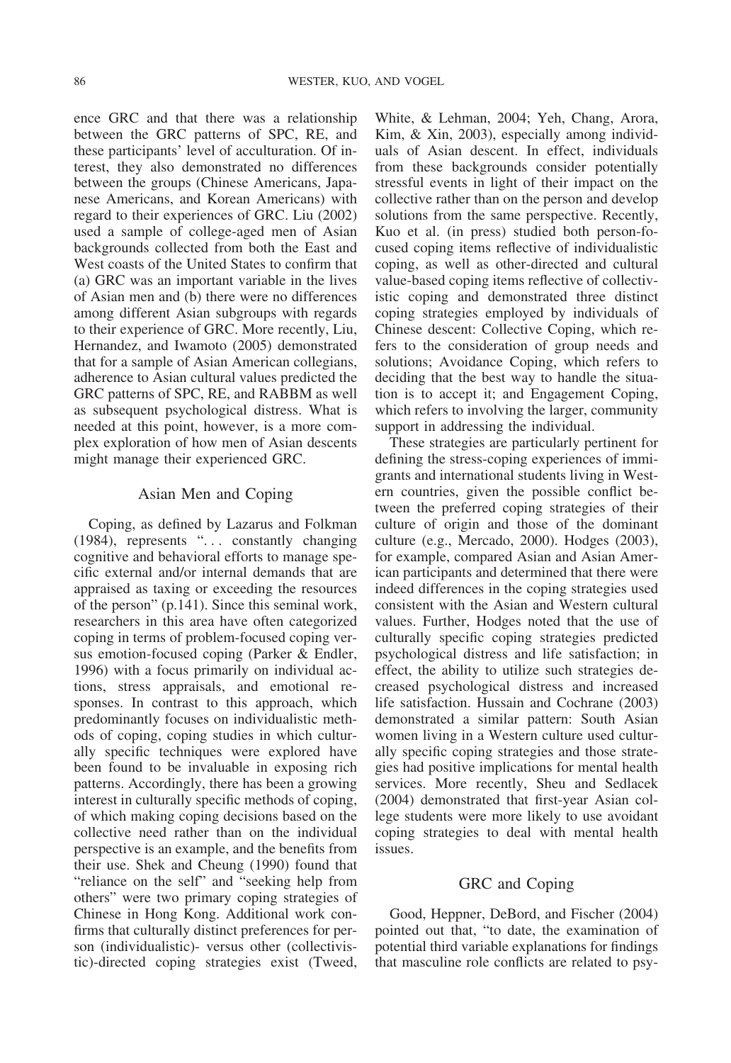ence GRC and that there was a relationship between the GRC patterns of SPC, RE, and these participants' level of acculturation. Of interest, they also demonstrated no differences between the groups (Chinese Americans, Japanese Americans, and Korean Americans) with regard to their experiences of GRC. Liu (2002) used a sample of college-aged men of Asian backgrounds collected from both the East and West coasts of the United States to confirm that (a) GRC was an important variable in the lives of Asian men and (b) there were no differences among different Asian subgroups with regards to their experience of GRC. More recently, Liu, Hernandez, and Iwamoto (2005) demonstrated that for a sample of Asian American collegians, adherence to Asian cultural values predicted the GRC patterns of SPC, RE, and RABBM as well as subsequent psychological distress. What is needed at this point, however, is a more complex exploration of how men of Asian descents might manage their experienced GRC.

## Asian Men and Coping

Coping, as defined by Lazarus and Folkman (1984), represents ". . . constantly changing cognitive and behavioral efforts to manage specific external and/or internal demands that are appraised as taxing or exceeding the resources of the person" (p.141). Since this seminal work, researchers in this area have often categorized coping in terms of problem-focused coping versus emotion-focused coping (Parker & Endler, 1996) with a focus primarily on individual actions, stress appraisals, and emotional responses. In contrast to this approach, which predominantly focuses on individualistic methods of coping, coping studies in which culturally specific techniques were explored have been found to be invaluable in exposing rich patterns. Accordingly, there has been a growing interest in culturally specific methods of coping, of which making coping decisions based on the collective need rather than on the individual perspective is an example, and the benefits from their use. Shek and Cheung (1990) found that "reliance on the self" and "seeking help from others" were two primary coping strategies of Chinese in Hong Kong. Additional work confirms that culturally distinct preferences for person (individualistic)- versus other (collectivistic)-directed coping strategies exist (Tweed, White, & Lehman, 2004; Yeh, Chang, Arora, Kim, & Xin, 2003), especially among individuals of Asian descent. In effect, individuals from these backgrounds consider potentially stressful events in light of their impact on the collective rather than on the person and develop solutions from the same perspective. Recently, Kuo et al. (in press) studied both person-focused coping items reflective of individualistic coping, as well as other-directed and cultural value-based coping items reflective of collectivistic coping and demonstrated three distinct coping strategies employed by individuals of Chinese descent: Collective Coping, which refers to the consideration of group needs and solutions; Avoidance Coping, which refers to deciding that the best way to handle the situation is to accept it; and Engagement Coping, which refers to involving the larger, community support in addressing the individual.

These strategies are particularly pertinent for defining the stress-coping experiences of immigrants and international students living in Western countries, given the possible conflict between the preferred coping strategies of their culture of origin and those of the dominant culture (e.g., Mercado, 2000). Hodges (2003), for example, compared Asian and Asian American participants and determined that there were indeed differences in the coping strategies used consistent with the Asian and Western cultural values. Further, Hodges noted that the use of culturally specific coping strategies predicted psychological distress and life satisfaction; in effect, the ability to utilize such strategies decreased psychological distress and increased life satisfaction. Hussain and Cochrane (2003) demonstrated a similar pattern: South Asian women living in a Western culture used culturally specific coping strategies and those strategies had positive implications for mental health services. More recently, Sheu and Sedlacek (2004) demonstrated that first-year Asian college students were more likely to use avoidant coping strategies to deal with mental health issues.

## GRC and Coping

Good, Heppner, DeBord, and Fischer (2004) pointed out that, "to date, the examination of potential third variable explanations for findings that masculine role conflicts are related to psy-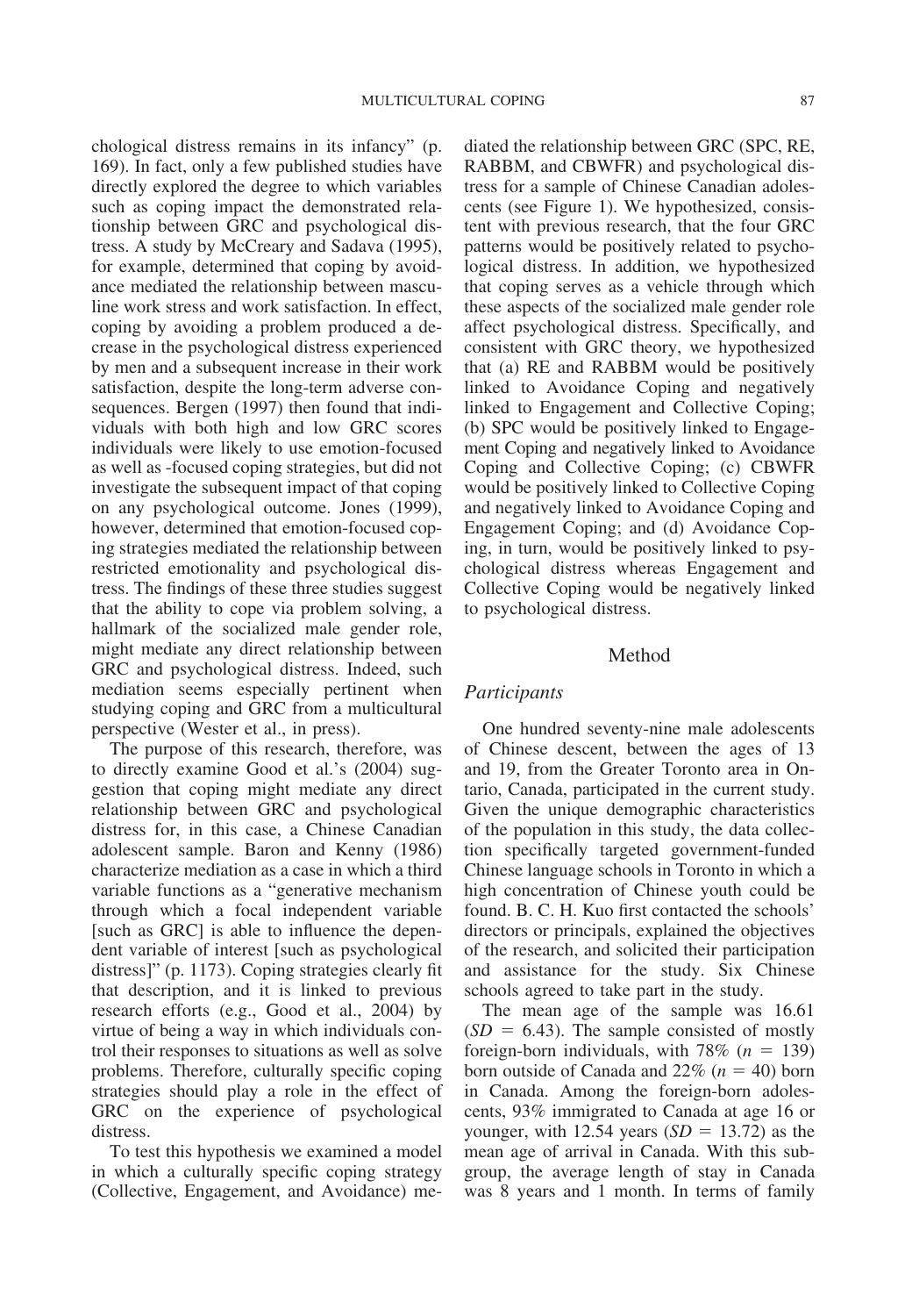chological distress remains in its infancy" (p. 169). In fact, only a few published studies have directly explored the degree to which variables such as coping impact the demonstrated relationship between GRC and psychological distress. A study by McCreary and Sadava (1995), for example, determined that coping by avoidance mediated the relationship between masculine work stress and work satisfaction. In effect, coping by avoiding a problem produced a decrease in the psychological distress experienced by men and a subsequent increase in their work satisfaction, despite the long-term adverse consequences. Bergen (1997) then found that individuals with both high and low GRC scores individuals were likely to use emotion-focused as well as -focused coping strategies, but did not investigate the subsequent impact of that coping on any psychological outcome. Jones (1999), however, determined that emotion-focused coping strategies mediated the relationship between restricted emotionality and psychological distress. The findings of these three studies suggest that the ability to cope via problem solving, a hallmark of the socialized male gender role, might mediate any direct relationship between GRC and psychological distress. Indeed, such mediation seems especially pertinent when studying coping and GRC from a multicultural perspective (Wester et al., in press).

The purpose of this research, therefore, was to directly examine Good et al.'s (2004) suggestion that coping might mediate any direct relationship between GRC and psychological distress for, in this case, a Chinese Canadian adolescent sample. Baron and Kenny (1986) characterize mediation as a case in which a third variable functions as a "generative mechanism through which a focal independent variable [such as GRC] is able to influence the dependent variable of interest [such as psychological distress]" (p. 1173). Coping strategies clearly fit that description, and it is linked to previous research efforts (e.g., Good et al., 2004) by virtue of being a way in which individuals control their responses to situations as well as solve problems. Therefore, culturally specific coping strategies should play a role in the effect of GRC on the experience of psychological distress.

To test this hypothesis we examined a model in which a culturally specific coping strategy (Collective, Engagement, and Avoidance) mediated the relationship between GRC (SPC, RE, RABBM, and CBWFR) and psychological distress for a sample of Chinese Canadian adolescents (see Figure 1). We hypothesized, consistent with previous research, that the four GRC patterns would be positively related to psychological distress. In addition, we hypothesized that coping serves as a vehicle through which these aspects of the socialized male gender role affect psychological distress. Specifically, and consistent with GRC theory, we hypothesized that (a) RE and RABBM would be positively linked to Avoidance Coping and negatively linked to Engagement and Collective Coping; (b) SPC would be positively linked to Engagement Coping and negatively linked to Avoidance Coping and Collective Coping; (c) CBWFR would be positively linked to Collective Coping and negatively linked to Avoidance Coping and Engagement Coping; and (d) Avoidance Coping, in turn, would be positively linked to psychological distress whereas Engagement and Collective Coping would be negatively linked to psychological distress.

## Method

### *Participants*

One hundred seventy-nine male adolescents of Chinese descent, between the ages of 13 and 19, from the Greater Toronto area in Ontario, Canada, participated in the current study. Given the unique demographic characteristics of the population in this study, the data collection specifically targeted government-funded Chinese language schools in Toronto in which a high concentration of Chinese youth could be found. B. C. H. Kuo first contacted the schools' directors or principals, explained the objectives of the research, and solicited their participation and assistance for the study. Six Chinese schools agreed to take part in the study.

The mean age of the sample was 16.61 ($SD = 6.43$). The sample consisted of mostly foreign-born individuals, with 78% ($n = 139$) born outside of Canada and 22% ($n = 40$) born in Canada. Among the foreign-born adolescents, 93% immigrated to Canada at age 16 or younger, with 12.54 years ($SD = 13.72$) as the mean age of arrival in Canada. With this subgroup, the average length of stay in Canada was 8 years and 1 month. In terms of family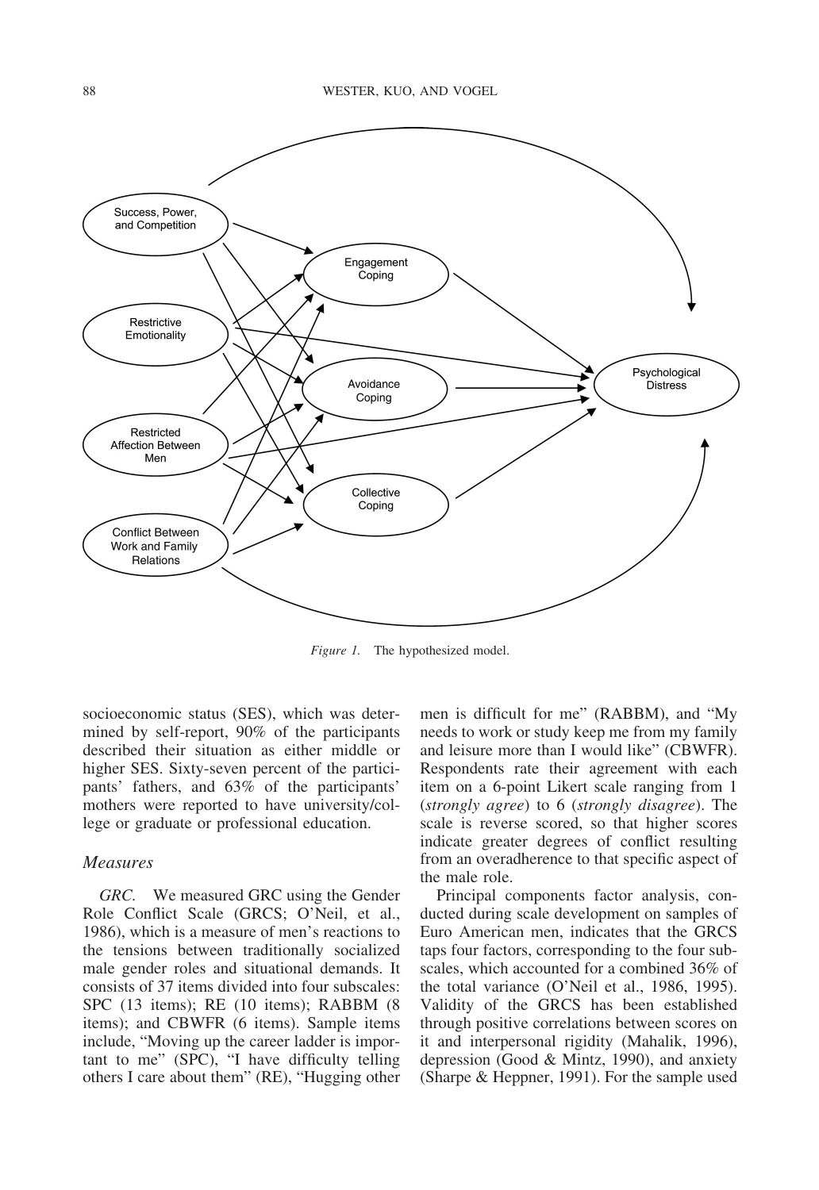Figure 1. The hypothesized model.

socioeconomic status (SES), which was determined by self-report, 90% of the participants described their situation as either middle or higher SES. Sixty-seven percent of the participants' fathers, and 63% of the participants' mothers were reported to have university/college or graduate or professional education.

### Measures

*GRC.* We measured GRC using the Gender Role Conflict Scale (GRCS; O'Neil, et al., 1986), which is a measure of men's reactions to the tensions between traditionally socialized male gender roles and situational demands. It consists of 37 items divided into four subscales: SPC (13 items); RE (10 items); RABBM (8 items); and CBWFR (6 items). Sample items include, "Moving up the career ladder is important to me" (SPC), "I have difficulty telling others I care about them" (RE), "Hugging other men is difficult for me" (RABBM), and "My needs to work or study keep me from my family and leisure more than I would like" (CBWFR). Respondents rate their agreement with each item on a 6-point Likert scale ranging from 1 (*strongly agree*) to 6 (*strongly disagree*). The scale is reverse scored, so that higher scores indicate greater degrees of conflict resulting from an overadherence to that specific aspect of the male role.

Principal components factor analysis, conducted during scale development on samples of Euro American men, indicates that the GRCS taps four factors, corresponding to the four subscales, which accounted for a combined 36% of the total variance (O'Neil et al., 1986, 1995). Validity of the GRCS has been established through positive correlations between scores on it and interpersonal rigidity (Mahalik, 1996), depression (Good & Mintz, 1990), and anxiety (Sharpe & Heppner, 1991). For the sample used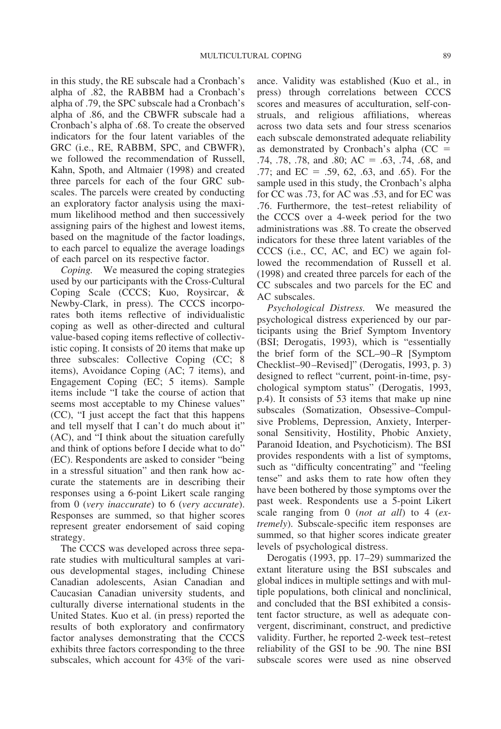in this study, the RE subscale had a Cronbach's alpha of .82, the RABBM had a Cronbach's alpha of .79, the SPC subscale had a Cronbach's alpha of .86, and the CBWFR subscale had a Cronbach's alpha of .68. To create the observed indicators for the four latent variables of the GRC (i.e., RE, RABBM, SPC, and CBWFR), we followed the recommendation of Russell, Kahn, Spoth, and Altmaier (1998) and created three parcels for each of the four GRC subscales. The parcels were created by conducting an exploratory factor analysis using the maximum likelihood method and then successively assigning pairs of the highest and lowest items, based on the magnitude of the factor loadings, to each parcel to equalize the average loadings of each parcel on its respective factor.

*Coping.* We measured the coping strategies used by our participants with the Cross-Cultural Coping Scale (CCCS; Kuo, Roysircar, & Newby-Clark, in press). The CCCS incorporates both items reflective of individualistic coping as well as other-directed and cultural value-based coping items reflective of collectivistic coping. It consists of 20 items that make up three subscales: Collective Coping (CC; 8 items), Avoidance Coping (AC; 7 items), and Engagement Coping (EC; 5 items). Sample items include "I take the course of action that seems most acceptable to my Chinese values" (CC), "I just accept the fact that this happens and tell myself that I can't do much about it" (AC), and "I think about the situation carefully and think of options before I decide what to do" (EC). Respondents are asked to consider "being in a stressful situation" and then rank how accurate the statements are in describing their responses using a 6-point Likert scale ranging from 0 (*very inaccurate*) to 6 (*very accurate*). Responses are summed, so that higher scores represent greater endorsement of said coping strategy.

The CCCS was developed across three separate studies with multicultural samples at various developmental stages, including Chinese Canadian adolescents, Asian Canadian and Caucasian Canadian university students, and culturally diverse international students in the United States. Kuo et al. (in press) reported the results of both exploratory and confirmatory factor analyses demonstrating that the CCCS exhibits three factors corresponding to the three subscales, which account for 43% of the variance. Validity was established (Kuo et al., in press) through correlations between CCCS scores and measures of acculturation, self-construals, and religious affiliations, whereas across two data sets and four stress scenarios each subscale demonstrated adequate reliability as demonstrated by Cronbach's alpha (CC = .74, .78, .78, and .80; AC = .63, .74, .68, and .77; and EC = .59, 62, .63, and .65). For the sample used in this study, the Cronbach's alpha for CC was .73, for AC was .53, and for EC was .76. Furthermore, the test–retest reliability of the CCCS over a 4-week period for the two administrations was .88. To create the observed indicators for these three latent variables of the CCCS (i.e., CC, AC, and EC) we again followed the recommendation of Russell et al. (1998) and created three parcels for each of the CC subscales and two parcels for the EC and AC subscales.

*Psychological Distress.* We measured the psychological distress experienced by our participants using the Brief Symptom Inventory (BSI; Derogatis, 1993), which is "essentially the brief form of the SCL–90–R [Symptom Checklist–90–Revised]" (Derogatis, 1993, p. 3) designed to reflect "current, point-in-time, psychological symptom status" (Derogatis, 1993, p.4). It consists of 53 items that make up nine subscales (Somatization, Obsessive–Compulsive Problems, Depression, Anxiety, Interpersonal Sensitivity, Hostility, Phobic Anxiety, Paranoid Ideation, and Psychoticism). The BSI provides respondents with a list of symptoms, such as "difficulty concentrating" and "feeling tense" and asks them to rate how often they have been bothered by those symptoms over the past week. Respondents use a 5-point Likert scale ranging from 0 (*not at all*) to 4 (*extremely*). Subscale-specific item responses are summed, so that higher scores indicate greater levels of psychological distress.

Derogatis (1993, pp. 17–29) summarized the extant literature using the BSI subscales and global indices in multiple settings and with multiple populations, both clinical and nonclinical, and concluded that the BSI exhibited a consistent factor structure, as well as adequate convergent, discriminant, construct, and predictive validity. Further, he reported 2-week test–retest reliability of the GSI to be .90. The nine BSI subscale scores were used as nine observed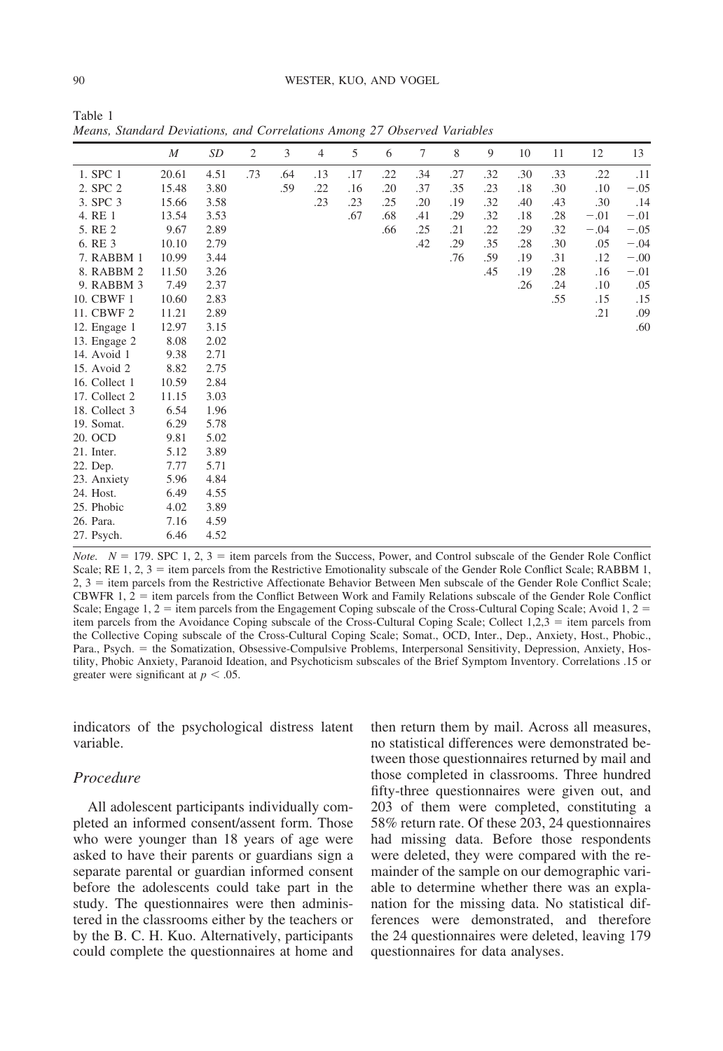Table 1
*Means, Standard Deviations, and Correlations Among 27 Observed Variables*

| | *M* | *SD* | 2 | 3 | 4 | 5 | 6 | 7 | 8 | 9 | 10 | 11 | 12 | 13 |
|---|---|---|---|---|---|---|---|---|---|---|---|---|---|---|
| 1. SPC 1 | 20.61 | 4.51 | .73 | .64 | .13 | .17 | .22 | .34 | .27 | .32 | .30 | .33 | .22 | .11 |
| 2. SPC 2 | 15.48 | 3.80 | | .59 | .22 | .16 | .20 | .37 | .35 | .23 | .18 | .30 | .10 | −.05 |
| 3. SPC 3 | 15.66 | 3.58 | | | .23 | .23 | .25 | .20 | .19 | .32 | .40 | .43 | .30 | .14 |
| 4. RE 1 | 13.54 | 3.53 | | | | .67 | .68 | .41 | .29 | .32 | .18 | .28 | −.01 | −.01 |
| 5. RE 2 | 9.67 | 2.89 | | | | | .66 | .25 | .21 | .22 | .29 | .32 | −.04 | −.05 |
| 6. RE 3 | 10.10 | 2.79 | | | | | | .42 | .29 | .35 | .28 | .30 | .05 | −.04 |
| 7. RABBM 1 | 10.99 | 3.44 | | | | | | | .76 | .59 | .19 | .31 | .12 | −.00 |
| 8. RABBM 2 | 11.50 | 3.26 | | | | | | | | .45 | .19 | .28 | .16 | −.01 |
| 9. RABBM 3 | 7.49 | 2.37 | | | | | | | | | .26 | .24 | .10 | .05 |
| 10. CBWF 1 | 10.60 | 2.83 | | | | | | | | | | .55 | .15 | .15 |
| 11. CBWF 2 | 11.21 | 2.89 | | | | | | | | | | | .21 | .09 |
| 12. Engage 1 | 12.97 | 3.15 | | | | | | | | | | | | .60 |
| 13. Engage 2 | 8.08 | 2.02 | | | | | | | | | | | | |
| 14. Avoid 1 | 9.38 | 2.71 | | | | | | | | | | | | |
| 15. Avoid 2 | 8.82 | 2.75 | | | | | | | | | | | | |
| 16. Collect 1 | 10.59 | 2.84 | | | | | | | | | | | | |
| 17. Collect 2 | 11.15 | 3.03 | | | | | | | | | | | | |
| 18. Collect 3 | 6.54 | 1.96 | | | | | | | | | | | | |
| 19. Somat. | 6.29 | 5.78 | | | | | | | | | | | | |
| 20. OCD | 9.81 | 5.02 | | | | | | | | | | | | |
| 21. Inter. | 5.12 | 3.89 | | | | | | | | | | | | |
| 22. Dep. | 7.77 | 5.71 | | | | | | | | | | | | |
| 23. Anxiety | 5.96 | 4.84 | | | | | | | | | | | | |
| 24. Host. | 6.49 | 4.55 | | | | | | | | | | | | |
| 25. Phobic | 4.02 | 3.89 | | | | | | | | | | | | |
| 26. Para. | 7.16 | 4.59 | | | | | | | | | | | | |
| 27. Psych. | 6.46 | 4.52 | | | | | | | | | | | | |

*Note.* $N = 179$. SPC 1, 2, 3 = item parcels from the Success, Power, and Control subscale of the Gender Role Conflict Scale; RE 1, 2, 3 = item parcels from the Restrictive Emotionality subscale of the Gender Role Conflict Scale; RABBM 1, 2, 3 = item parcels from the Restrictive Affectionate Behavior Between Men subscale of the Gender Role Conflict Scale; CBWFR 1, 2 = item parcels from the Conflict Between Work and Family Relations subscale of the Gender Role Conflict Scale; Engage 1, 2 = item parcels from the Engagement Coping subscale of the Cross-Cultural Coping Scale; Avoid 1, 2 = item parcels from the Avoidance Coping subscale of the Cross-Cultural Coping Scale; Collect 1,2,3 = item parcels from the Collective Coping subscale of the Cross-Cultural Coping Scale; Somat., OCD, Inter., Dep., Anxiety, Host., Phobic., Para., Psych. = the Somatization, Obsessive-Compulsive Problems, Interpersonal Sensitivity, Depression, Anxiety, Hostility, Phobic Anxiety, Paranoid Ideation, and Psychoticism subscales of the Brief Symptom Inventory. Correlations .15 or greater were significant at $p < .05$.

indicators of the psychological distress latent variable.

### *Procedure*

All adolescent participants individually completed an informed consent/assent form. Those who were younger than 18 years of age were asked to have their parents or guardians sign a separate parental or guardian informed consent before the adolescents could take part in the study. The questionnaires were then administered in the classrooms either by the teachers or by the B. C. H. Kuo. Alternatively, participants could complete the questionnaires at home and then return them by mail. Across all measures, no statistical differences were demonstrated between those questionnaires returned by mail and those completed in classrooms. Three hundred fifty-three questionnaires were given out, and 203 of them were completed, constituting a 58% return rate. Of these 203, 24 questionnaires had missing data. Before those respondents were deleted, they were compared with the remainder of the sample on our demographic variable to determine whether there was an explanation for the missing data. No statistical differences were demonstrated, and therefore the 24 questionnaires were deleted, leaving 179 questionnaires for data analyses.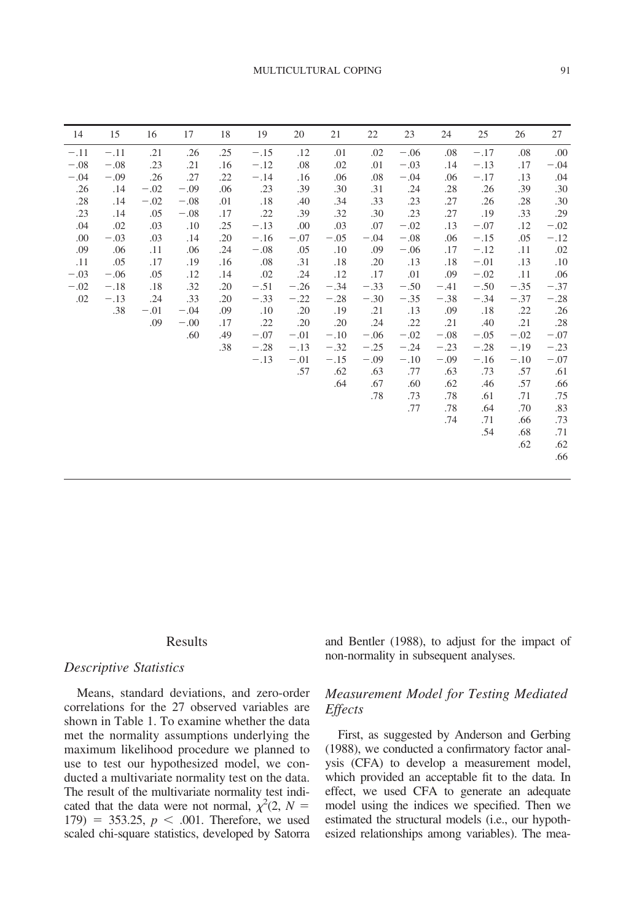| 14 | 15 | 16 | 17 | 18 | 19 | 20 | 21 | 22 | 23 | 24 | 25 | 26 | 27 |
|---|---|---|---|---|---|---|---|---|---|---|---|---|---|
| −.11 | −.11 | .21 | .26 | .25 | −.15 | .12 | .01 | .02 | −.06 | .08 | −.17 | .08 | .00 |
| −.08 | −.08 | .23 | .21 | .16 | −.12 | .08 | .02 | .01 | −.03 | .14 | −.13 | .17 | −.04 |
| −.04 | −.09 | .26 | .27 | .22 | −.14 | .16 | .06 | .08 | −.04 | .06 | −.17 | .13 | .04 |
| .26 | .14 | −.02 | −.09 | .06 | .23 | .39 | .30 | .31 | .24 | .28 | .26 | .39 | .30 |
| .28 | .14 | −.02 | −.08 | .01 | .18 | .40 | .34 | .33 | .23 | .27 | .26 | .28 | .30 |
| .23 | .14 | .05 | −.08 | .17 | .22 | .39 | .32 | .30 | .23 | .27 | .19 | .33 | .29 |
| .04 | .02 | .03 | .10 | .25 | −.13 | .00 | .03 | .07 | −.02 | .13 | −.07 | .12 | −.02 |
| .00 | −.03 | .03 | .14 | .20 | −.16 | −.07 | −.05 | −.04 | −.08 | .06 | −.15 | .05 | −.12 |
| .09 | .06 | .11 | .06 | .24 | −.08 | .05 | .10 | .09 | −.06 | .17 | −.12 | .11 | .02 |
| .11 | .05 | .17 | .19 | .16 | .08 | .31 | .18 | .20 | .13 | .18 | −.01 | .13 | .10 |
| −.03 | −.06 | .05 | .12 | .14 | .02 | .24 | .12 | .17 | .01 | .09 | −.02 | .11 | .06 |
| −.02 | −.18 | .18 | .32 | .20 | −.51 | −.26 | −.34 | −.33 | −.50 | −.41 | −.50 | −.35 | −.37 |
| .02 | −.13 | .24 | .33 | .20 | −.33 | −.22 | −.28 | −.30 | −.35 | −.38 | −.34 | −.37 | −.28 |
| | .38 | −.01 | −.04 | .09 | .10 | .20 | .19 | .21 | .13 | .09 | .18 | .22 | .26 |
| | | .09 | −.00 | .17 | .22 | .20 | .20 | .24 | .22 | .21 | .40 | .21 | .28 |
| | | | .60 | .49 | −.07 | −.01 | −.10 | −.06 | −.02 | −.08 | −.05 | −.02 | −.07 |
| | | | | .38 | −.28 | −.13 | −.32 | −.25 | −.24 | −.23 | −.28 | −.19 | −.23 |
| | | | | | −.13 | −.01 | −.15 | −.09 | −.10 | −.09 | −.16 | −.10 | −.07 |
| | | | | | | .57 | .62 | .63 | .77 | .63 | .73 | .57 | .61 |
| | | | | | | | .64 | .67 | .60 | .62 | .46 | .57 | .66 |
| | | | | | | | | .78 | .73 | .78 | .61 | .71 | .75 |
| | | | | | | | | | .77 | .78 | .64 | .70 | .83 |
| | | | | | | | | | | .74 | .71 | .66 | .73 |
| | | | | | | | | | | | .54 | .68 | .71 |
| | | | | | | | | | | | | .62 | .62 |
| | | | | | | | | | | | | | .66 |

## Results

### Descriptive Statistics

Means, standard deviations, and zero-order correlations for the 27 observed variables are shown in Table 1. To examine whether the data met the normality assumptions underlying the maximum likelihood procedure we planned to use to test our hypothesized model, we conducted a multivariate normality test on the data. The result of the multivariate normality test indicated that the data were not normal, $\chi^2(2, N = 179) = 353.25, p < .001$. Therefore, we used scaled chi-square statistics, developed by Satorra and Bentler (1988), to adjust for the impact of non-normality in subsequent analyses.

### Measurement Model for Testing Mediated Effects

First, as suggested by Anderson and Gerbing (1988), we conducted a confirmatory factor analysis (CFA) to develop a measurement model, which provided an acceptable fit to the data. In effect, we used CFA to generate an adequate model using the indices we specified. Then we estimated the structural models (i.e., our hypothesized relationships among variables). The mea-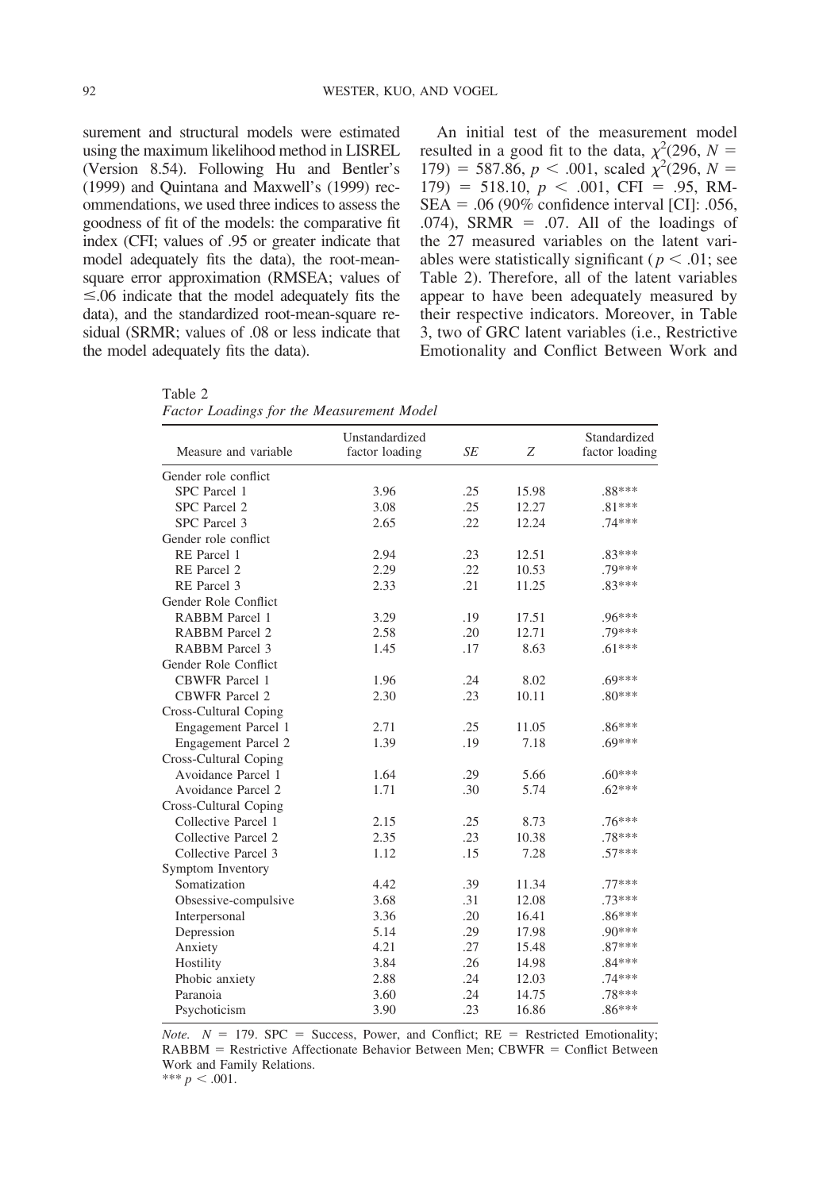surement and structural models were estimated using the maximum likelihood method in LISREL (Version 8.54). Following Hu and Bentler's (1999) and Quintana and Maxwell's (1999) recommendations, we used three indices to assess the goodness of fit of the models: the comparative fit index (CFI; values of .95 or greater indicate that model adequately fits the data), the root-mean-square error approximation (RMSEA; values of ≤.06 indicate that the model adequately fits the data), and the standardized root-mean-square residual (SRMR; values of .08 or less indicate that the model adequately fits the data).

An initial test of the measurement model resulted in a good fit to the data, $\chi^2(296, N = 179) = 587.86$, $p < .001$, scaled $\chi^2(296, N = 179) = 518.10$, $p < .001$, CFI = .95, RMSEA = .06 (90% confidence interval [CI]: .056, .074), SRMR = .07. All of the loadings of the 27 measured variables on the latent variables were statistically significant ($p < .01$; see Table 2). Therefore, all of the latent variables appear to have been adequately measured by their respective indicators. Moreover, in Table 3, two of GRC latent variables (i.e., Restrictive Emotionality and Conflict Between Work and

Table 2
*Factor Loadings for the Measurement Model*

| Measure and variable | Unstandardized factor loading | *SE* | *Z* | Standardized factor loading |
|---|---|---|---|---|
| Gender role conflict | | | | |
| SPC Parcel 1 | 3.96 | .25 | 15.98 | .88*** |
| SPC Parcel 2 | 3.08 | .25 | 12.27 | .81*** |
| SPC Parcel 3 | 2.65 | .22 | 12.24 | .74*** |
| Gender role conflict | | | | |
| RE Parcel 1 | 2.94 | .23 | 12.51 | .83*** |
| RE Parcel 2 | 2.29 | .22 | 10.53 | .79*** |
| RE Parcel 3 | 2.33 | .21 | 11.25 | .83*** |
| Gender Role Conflict | | | | |
| RABBM Parcel 1 | 3.29 | .19 | 17.51 | .96*** |
| RABBM Parcel 2 | 2.58 | .20 | 12.71 | .79*** |
| RABBM Parcel 3 | 1.45 | .17 | 8.63 | .61*** |
| Gender Role Conflict | | | | |
| CBWFR Parcel 1 | 1.96 | .24 | 8.02 | .69*** |
| CBWFR Parcel 2 | 2.30 | .23 | 10.11 | .80*** |
| Cross-Cultural Coping | | | | |
| Engagement Parcel 1 | 2.71 | .25 | 11.05 | .86*** |
| Engagement Parcel 2 | 1.39 | .19 | 7.18 | .69*** |
| Cross-Cultural Coping | | | | |
| Avoidance Parcel 1 | 1.64 | .29 | 5.66 | .60*** |
| Avoidance Parcel 2 | 1.71 | .30 | 5.74 | .62*** |
| Cross-Cultural Coping | | | | |
| Collective Parcel 1 | 2.15 | .25 | 8.73 | .76*** |
| Collective Parcel 2 | 2.35 | .23 | 10.38 | .78*** |
| Collective Parcel 3 | 1.12 | .15 | 7.28 | .57*** |
| Symptom Inventory | | | | |
| Somatization | 4.42 | .39 | 11.34 | .77*** |
| Obsessive-compulsive | 3.68 | .31 | 12.08 | .73*** |
| Interpersonal | 3.36 | .20 | 16.41 | .86*** |
| Depression | 5.14 | .29 | 17.98 | .90*** |
| Anxiety | 4.21 | .27 | 15.48 | .87*** |
| Hostility | 3.84 | .26 | 14.98 | .84*** |
| Phobic anxiety | 2.88 | .24 | 12.03 | .74*** |
| Paranoia | 3.60 | .24 | 14.75 | .78*** |
| Psychoticism | 3.90 | .23 | 16.86 | .86*** |

*Note.* $N = 179$. SPC = Success, Power, and Conflict; RE = Restricted Emotionality; RABBM = Restrictive Affectionate Behavior Between Men; CBWFR = Conflict Between Work and Family Relations.
*** $p < .001$.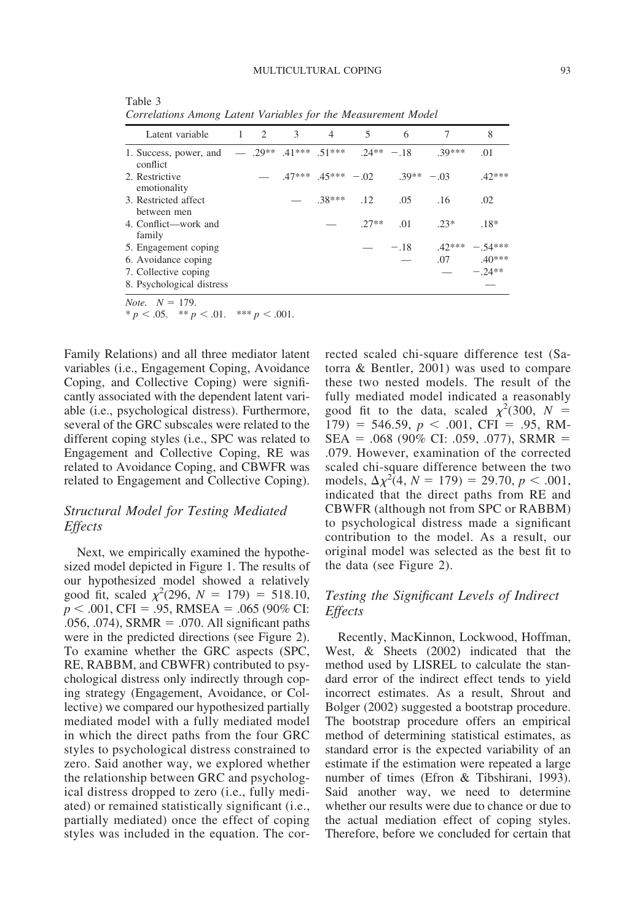Table 3
*Correlations Among Latent Variables for the Measurement Model*

| Latent variable | 1 | 2 | 3 | 4 | 5 | 6 | 7 | 8 |
|---|---|---|---|---|---|---|---|---|
| 1. Success, power, and conflict | — | .29** | .41*** | .51*** | .24** | −.18 | .39*** | .01 |
| 2. Restrictive emotionality | | — | .47*** | .45*** | −.02 | .39** | −.03 | .42*** |
| 3. Restricted affect between men | | | — | .38*** | .12 | .05 | .16 | .02 |
| 4. Conflict—work and family | | | | — | .27** | .01 | .23* | .18* |
| 5. Engagement coping | | | | | — | −.18 | .42*** | −.54*** |
| 6. Avoidance coping | | | | | | — | .07 | .40*** |
| 7. Collective coping | | | | | | | — | −.24** |
| 8. Psychological distress | | | | | | | | — |

*Note.* $N = 179$.
* $p < .05$. ** $p < .01$. *** $p < .001$.

Family Relations) and all three mediator latent variables (i.e., Engagement Coping, Avoidance Coping, and Collective Coping) were significantly associated with the dependent latent variable (i.e., psychological distress). Furthermore, several of the GRC subscales were related to the different coping styles (i.e., SPC was related to Engagement and Collective Coping, RE was related to Avoidance Coping, and CBWFR was related to Engagement and Collective Coping).

## *Structural Model for Testing Mediated Effects*

Next, we empirically examined the hypothesized model depicted in Figure 1. The results of our hypothesized model showed a relatively good fit, scaled $\chi^2(296, N = 179) = 518.10$, $p < .001$, CFI = .95, RMSEA = .065 (90% CI: .056, .074), SRMR = .070. All significant paths were in the predicted directions (see Figure 2). To examine whether the GRC aspects (SPC, RE, RABBM, and CBWFR) contributed to psychological distress only indirectly through coping strategy (Engagement, Avoidance, or Collective) we compared our hypothesized partially mediated model with a fully mediated model in which the direct paths from the four GRC styles to psychological distress constrained to zero. Said another way, we explored whether the relationship between GRC and psychological distress dropped to zero (i.e., fully mediated) or remained statistically significant (i.e., partially mediated) once the effect of coping styles was included in the equation. The corrected scaled chi-square difference test (Satorra & Bentler, 2001) was used to compare these two nested models. The result of the fully mediated model indicated a reasonably good fit to the data, scaled $\chi^2(300, N = 179) = 546.59$, $p < .001$, CFI = .95, RMSEA = .068 (90% CI: .059, .077), SRMR = .079. However, examination of the corrected scaled chi-square difference between the two models, $\Delta\chi^2(4, N = 179) = 29.70$, $p < .001$, indicated that the direct paths from RE and CBWFR (although not from SPC or RABBM) to psychological distress made a significant contribution to the model. As a result, our original model was selected as the best fit to the data (see Figure 2).

## *Testing the Significant Levels of Indirect Effects*

Recently, MacKinnon, Lockwood, Hoffman, West, & Sheets (2002) indicated that the method used by LISREL to calculate the standard error of the indirect effect tends to yield incorrect estimates. As a result, Shrout and Bolger (2002) suggested a bootstrap procedure. The bootstrap procedure offers an empirical method of determining statistical estimates, as standard error is the expected variability of an estimate if the estimation were repeated a large number of times (Efron & Tibshirani, 1993). Said another way, we need to determine whether our results were due to chance or due to the actual mediation effect of coping styles. Therefore, before we concluded for certain that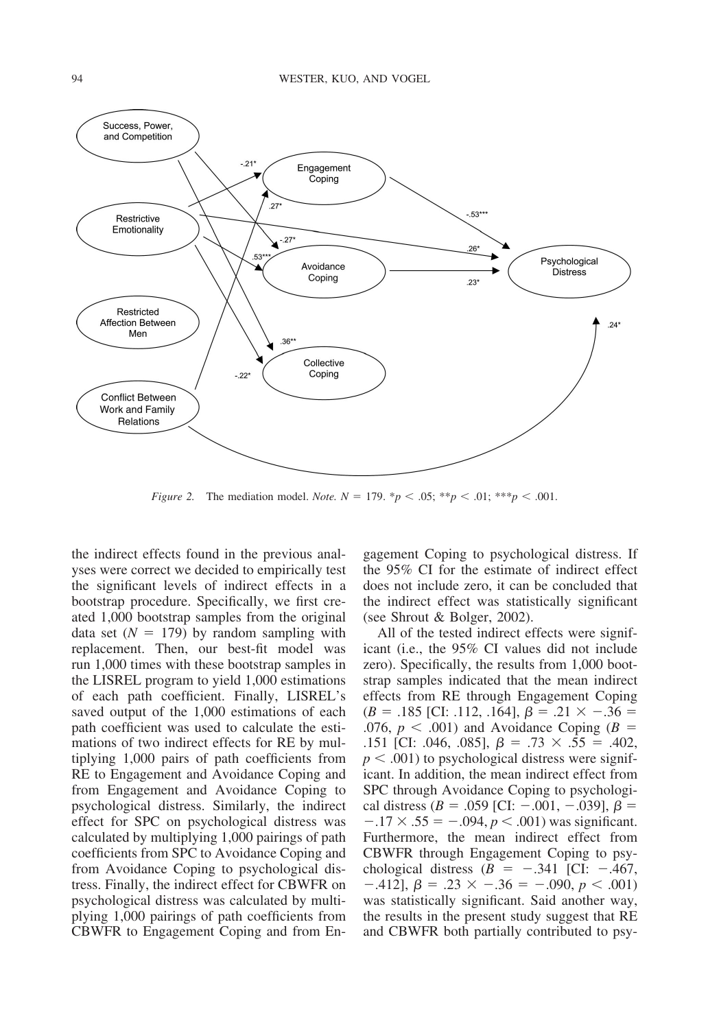*Figure 2.* The mediation model. *Note.* $N = 179$. \*$p < .05$; \*\*$p < .01$; \*\*\*$p < .001$.

the indirect effects found in the previous analyses were correct we decided to empirically test the significant levels of indirect effects in a bootstrap procedure. Specifically, we first created 1,000 bootstrap samples from the original data set ($N = 179$) by random sampling with replacement. Then, our best-fit model was run 1,000 times with these bootstrap samples in the LISREL program to yield 1,000 estimations of each path coefficient. Finally, LISREL's saved output of the 1,000 estimations of each path coefficient was used to calculate the estimations of two indirect effects for RE by multiplying 1,000 pairs of path coefficients from RE to Engagement and Avoidance Coping and from Engagement and Avoidance Coping to psychological distress. Similarly, the indirect effect for SPC on psychological distress was calculated by multiplying 1,000 pairings of path coefficients from SPC to Avoidance Coping and from Avoidance Coping to psychological distress. Finally, the indirect effect for CBWFR on psychological distress was calculated by multiplying 1,000 pairings of path coefficients from CBWFR to Engagement Coping and from Engagement Coping to psychological distress. If the 95% CI for the estimate of indirect effect does not include zero, it can be concluded that the indirect effect was statistically significant (see Shrout & Bolger, 2002).

All of the tested indirect effects were significant (i.e., the 95% CI values did not include zero). Specifically, the results from 1,000 bootstrap samples indicated that the mean indirect effects from RE through Engagement Coping ($B = .185$ [CI: .112, .164], $\beta = .21 \times -.36 = .076$, $p < .001$) and Avoidance Coping ($B = .151$ [CI: .046, .085], $\beta = .73 \times .55 = .402$, $p < .001$) to psychological distress were significant. In addition, the mean indirect effect from SPC through Avoidance Coping to psychological distress ($B = .059$ [CI: $-.001$, $-.039$], $\beta = -.17 \times .55 = -.094$, $p < .001$) was significant. Furthermore, the mean indirect effect from CBWFR through Engagement Coping to psychological distress ($B = -.341$ [CI: $-.467$, $-.412$], $\beta = .23 \times -.36 = -.090$, $p < .001$) was statistically significant. Said another way, the results in the present study suggest that RE and CBWFR both partially contributed to psy-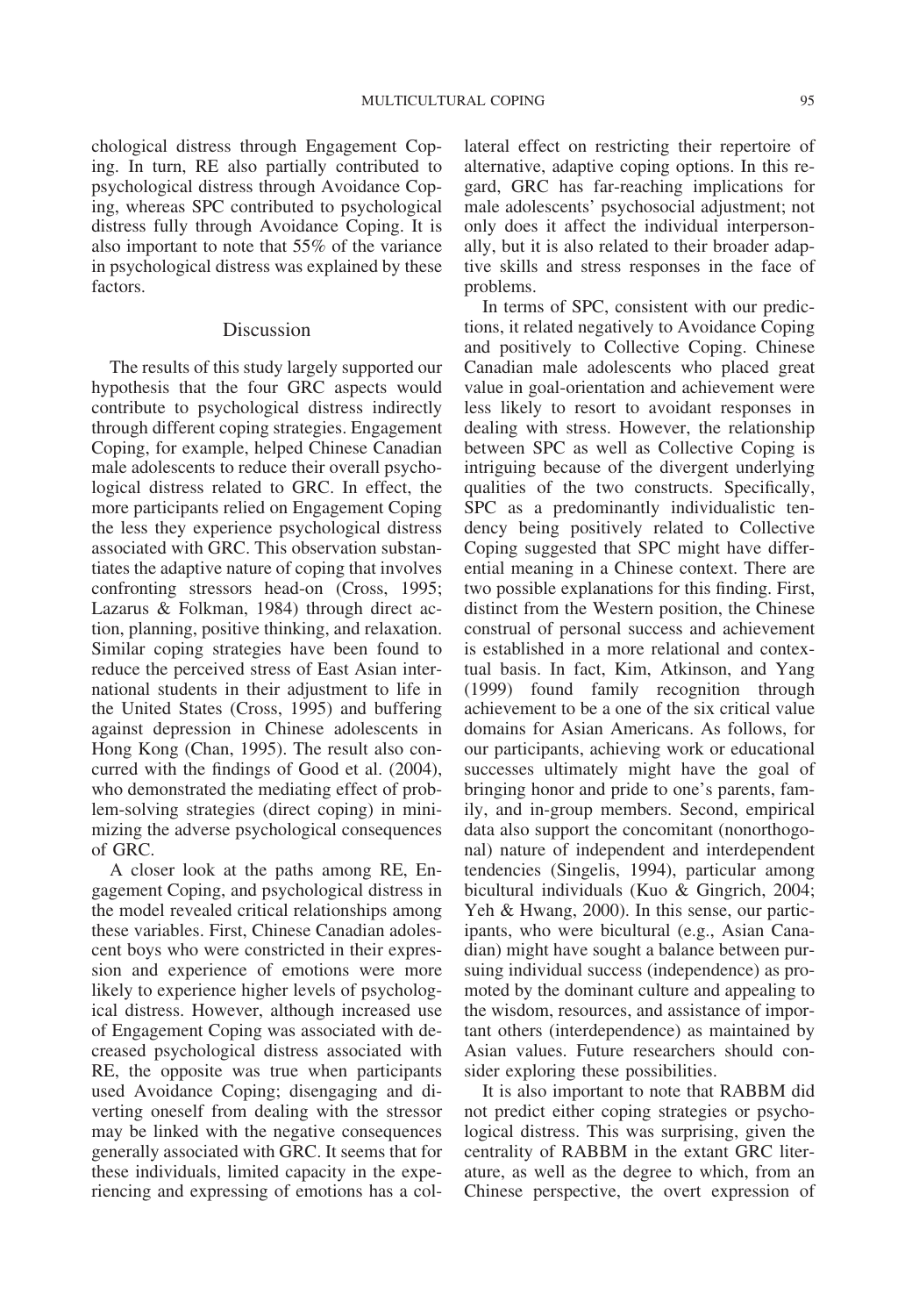chological distress through Engagement Coping. In turn, RE also partially contributed to psychological distress through Avoidance Coping, whereas SPC contributed to psychological distress fully through Avoidance Coping. It is also important to note that 55% of the variance in psychological distress was explained by these factors.

## Discussion

The results of this study largely supported our hypothesis that the four GRC aspects would contribute to psychological distress indirectly through different coping strategies. Engagement Coping, for example, helped Chinese Canadian male adolescents to reduce their overall psychological distress related to GRC. In effect, the more participants relied on Engagement Coping the less they experience psychological distress associated with GRC. This observation substantiates the adaptive nature of coping that involves confronting stressors head-on (Cross, 1995; Lazarus & Folkman, 1984) through direct action, planning, positive thinking, and relaxation. Similar coping strategies have been found to reduce the perceived stress of East Asian international students in their adjustment to life in the United States (Cross, 1995) and buffering against depression in Chinese adolescents in Hong Kong (Chan, 1995). The result also concurred with the findings of Good et al. (2004), who demonstrated the mediating effect of problem-solving strategies (direct coping) in minimizing the adverse psychological consequences of GRC.

A closer look at the paths among RE, Engagement Coping, and psychological distress in the model revealed critical relationships among these variables. First, Chinese Canadian adolescent boys who were constricted in their expression and experience of emotions were more likely to experience higher levels of psychological distress. However, although increased use of Engagement Coping was associated with decreased psychological distress associated with RE, the opposite was true when participants used Avoidance Coping; disengaging and diverting oneself from dealing with the stressor may be linked with the negative consequences generally associated with GRC. It seems that for these individuals, limited capacity in the experiencing and expressing of emotions has a collateral effect on restricting their repertoire of alternative, adaptive coping options. In this regard, GRC has far-reaching implications for male adolescents' psychosocial adjustment; not only does it affect the individual interpersonally, but it is also related to their broader adaptive skills and stress responses in the face of problems.

In terms of SPC, consistent with our predictions, it related negatively to Avoidance Coping and positively to Collective Coping. Chinese Canadian male adolescents who placed great value in goal-orientation and achievement were less likely to resort to avoidant responses in dealing with stress. However, the relationship between SPC as well as Collective Coping is intriguing because of the divergent underlying qualities of the two constructs. Specifically, SPC as a predominantly individualistic tendency being positively related to Collective Coping suggested that SPC might have differential meaning in a Chinese context. There are two possible explanations for this finding. First, distinct from the Western position, the Chinese construal of personal success and achievement is established in a more relational and contextual basis. In fact, Kim, Atkinson, and Yang (1999) found family recognition through achievement to be a one of the six critical value domains for Asian Americans. As follows, for our participants, achieving work or educational successes ultimately might have the goal of bringing honor and pride to one's parents, family, and in-group members. Second, empirical data also support the concomitant (nonorthogonal) nature of independent and interdependent tendencies (Singelis, 1994), particular among bicultural individuals (Kuo & Gingrich, 2004; Yeh & Hwang, 2000). In this sense, our participants, who were bicultural (e.g., Asian Canadian) might have sought a balance between pursuing individual success (independence) as promoted by the dominant culture and appealing to the wisdom, resources, and assistance of important others (interdependence) as maintained by Asian values. Future researchers should consider exploring these possibilities.

It is also important to note that RABBM did not predict either coping strategies or psychological distress. This was surprising, given the centrality of RABBM in the extant GRC literature, as well as the degree to which, from an Chinese perspective, the overt expression of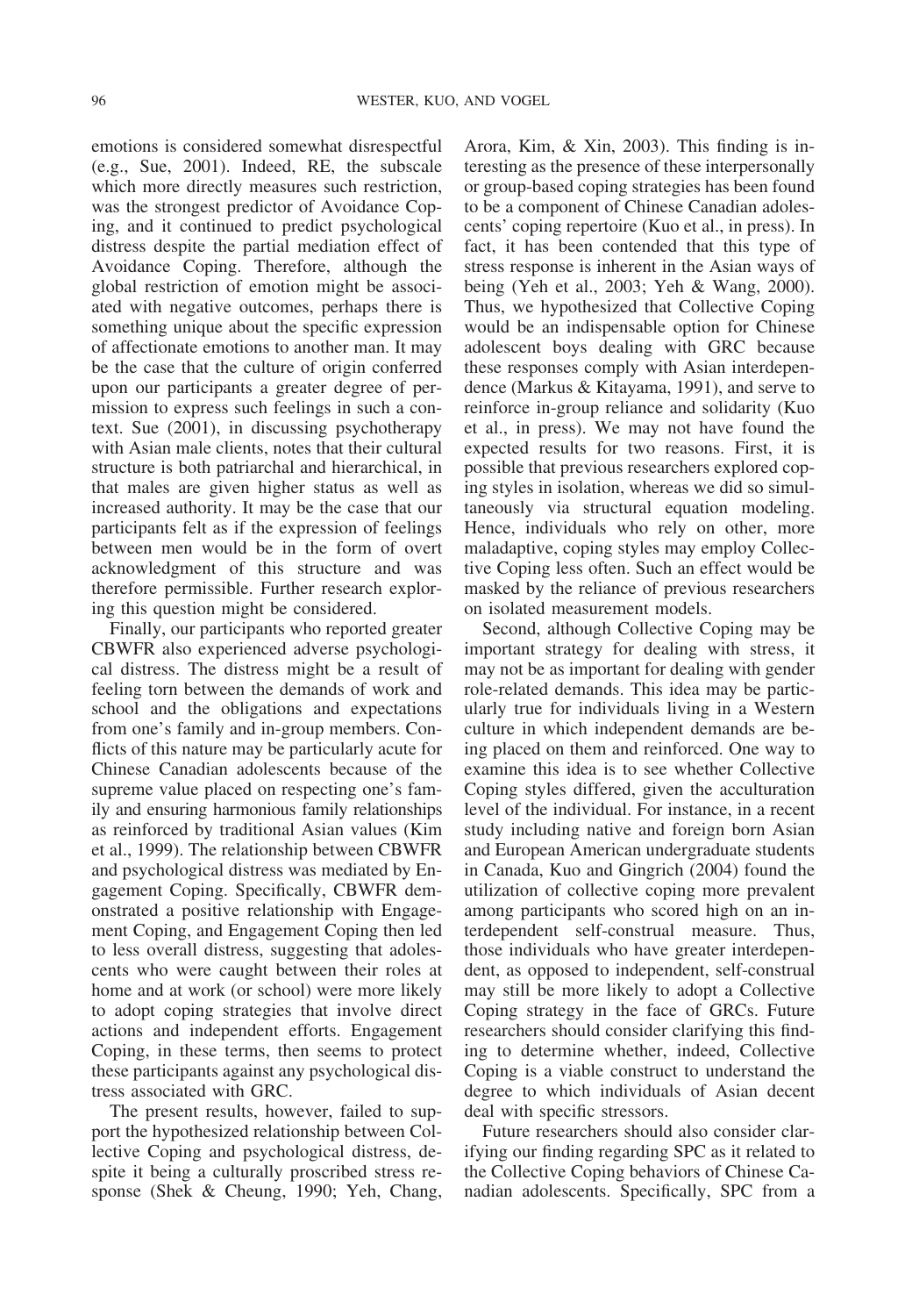emotions is considered somewhat disrespectful (e.g., Sue, 2001). Indeed, RE, the subscale which more directly measures such restriction, was the strongest predictor of Avoidance Coping, and it continued to predict psychological distress despite the partial mediation effect of Avoidance Coping. Therefore, although the global restriction of emotion might be associated with negative outcomes, perhaps there is something unique about the specific expression of affectionate emotions to another man. It may be the case that the culture of origin conferred upon our participants a greater degree of permission to express such feelings in such a context. Sue (2001), in discussing psychotherapy with Asian male clients, notes that their cultural structure is both patriarchal and hierarchical, in that males are given higher status as well as increased authority. It may be the case that our participants felt as if the expression of feelings between men would be in the form of overt acknowledgment of this structure and was therefore permissible. Further research exploring this question might be considered.

Finally, our participants who reported greater CBWFR also experienced adverse psychological distress. The distress might be a result of feeling torn between the demands of work and school and the obligations and expectations from one's family and in-group members. Conflicts of this nature may be particularly acute for Chinese Canadian adolescents because of the supreme value placed on respecting one's family and ensuring harmonious family relationships as reinforced by traditional Asian values (Kim et al., 1999). The relationship between CBWFR and psychological distress was mediated by Engagement Coping. Specifically, CBWFR demonstrated a positive relationship with Engagement Coping, and Engagement Coping then led to less overall distress, suggesting that adolescents who were caught between their roles at home and at work (or school) were more likely to adopt coping strategies that involve direct actions and independent efforts. Engagement Coping, in these terms, then seems to protect these participants against any psychological distress associated with GRC.

The present results, however, failed to support the hypothesized relationship between Collective Coping and psychological distress, despite it being a culturally proscribed stress response (Shek & Cheung, 1990; Yeh, Chang, Arora, Kim, & Xin, 2003). This finding is interesting as the presence of these interpersonally or group-based coping strategies has been found to be a component of Chinese Canadian adolescents' coping repertoire (Kuo et al., in press). In fact, it has been contended that this type of stress response is inherent in the Asian ways of being (Yeh et al., 2003; Yeh & Wang, 2000). Thus, we hypothesized that Collective Coping would be an indispensable option for Chinese adolescent boys dealing with GRC because these responses comply with Asian interdependence (Markus & Kitayama, 1991), and serve to reinforce in-group reliance and solidarity (Kuo et al., in press). We may not have found the expected results for two reasons. First, it is possible that previous researchers explored coping styles in isolation, whereas we did so simultaneously via structural equation modeling. Hence, individuals who rely on other, more maladaptive, coping styles may employ Collective Coping less often. Such an effect would be masked by the reliance of previous researchers on isolated measurement models.

Second, although Collective Coping may be important strategy for dealing with stress, it may not be as important for dealing with gender role-related demands. This idea may be particularly true for individuals living in a Western culture in which independent demands are being placed on them and reinforced. One way to examine this idea is to see whether Collective Coping styles differed, given the acculturation level of the individual. For instance, in a recent study including native and foreign born Asian and European American undergraduate students in Canada, Kuo and Gingrich (2004) found the utilization of collective coping more prevalent among participants who scored high on an interdependent self-construal measure. Thus, those individuals who have greater interdependent, as opposed to independent, self-construal may still be more likely to adopt a Collective Coping strategy in the face of GRCs. Future researchers should consider clarifying this finding to determine whether, indeed, Collective Coping is a viable construct to understand the degree to which individuals of Asian decent deal with specific stressors.

Future researchers should also consider clarifying our finding regarding SPC as it related to the Collective Coping behaviors of Chinese Canadian adolescents. Specifically, SPC from a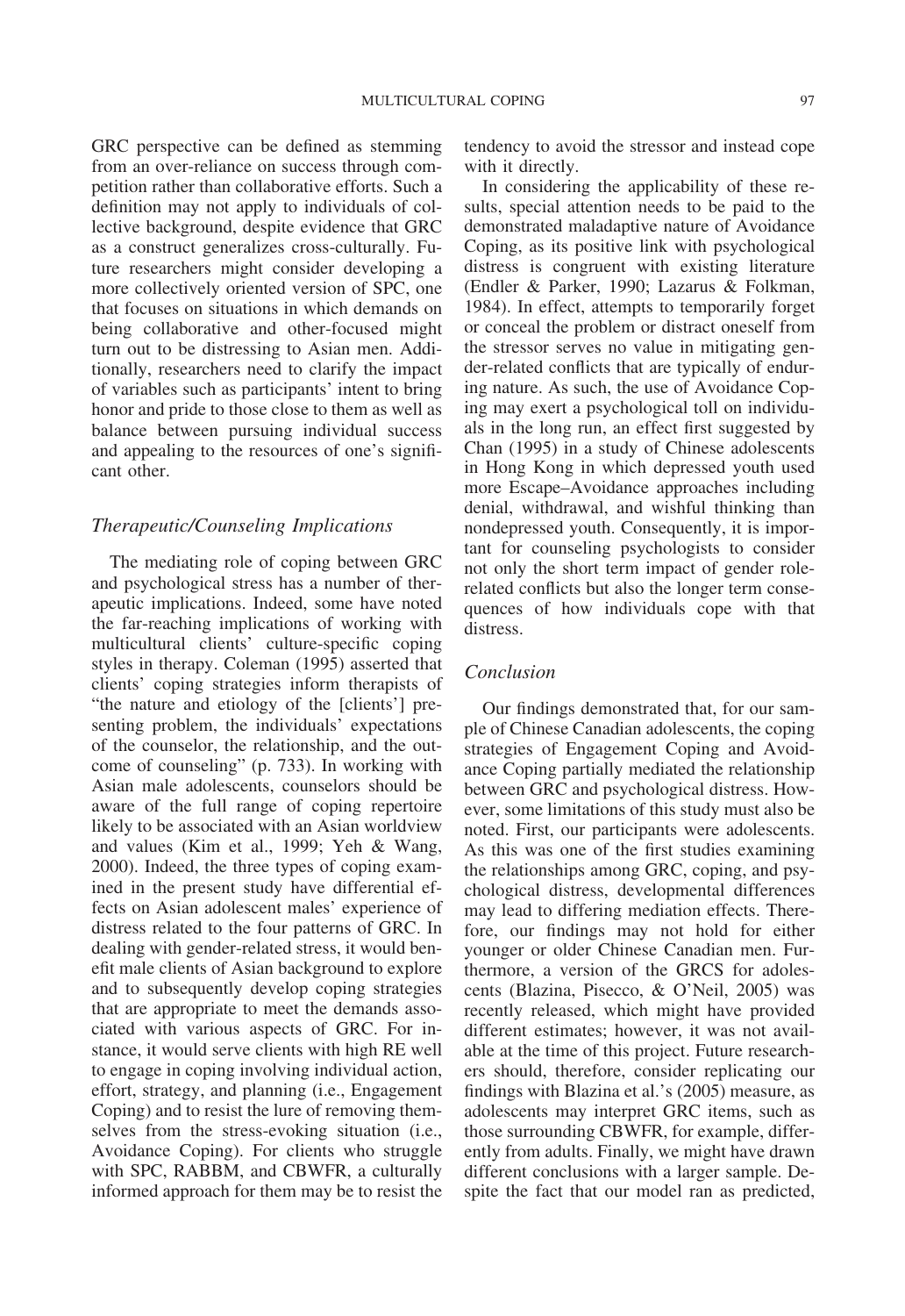GRC perspective can be defined as stemming from an over-reliance on success through competition rather than collaborative efforts. Such a definition may not apply to individuals of collective background, despite evidence that GRC as a construct generalizes cross-culturally. Future researchers might consider developing a more collectively oriented version of SPC, one that focuses on situations in which demands on being collaborative and other-focused might turn out to be distressing to Asian men. Additionally, researchers need to clarify the impact of variables such as participants' intent to bring honor and pride to those close to them as well as balance between pursuing individual success and appealing to the resources of one's significant other.

### *Therapeutic/Counseling Implications*

The mediating role of coping between GRC and psychological stress has a number of therapeutic implications. Indeed, some have noted the far-reaching implications of working with multicultural clients' culture-specific coping styles in therapy. Coleman (1995) asserted that clients' coping strategies inform therapists of "the nature and etiology of the [clients'] presenting problem, the individuals' expectations of the counselor, the relationship, and the outcome of counseling" (p. 733). In working with Asian male adolescents, counselors should be aware of the full range of coping repertoire likely to be associated with an Asian worldview and values (Kim et al., 1999; Yeh & Wang, 2000). Indeed, the three types of coping examined in the present study have differential effects on Asian adolescent males' experience of distress related to the four patterns of GRC. In dealing with gender-related stress, it would benefit male clients of Asian background to explore and to subsequently develop coping strategies that are appropriate to meet the demands associated with various aspects of GRC. For instance, it would serve clients with high RE well to engage in coping involving individual action, effort, strategy, and planning (i.e., Engagement Coping) and to resist the lure of removing themselves from the stress-evoking situation (i.e., Avoidance Coping). For clients who struggle with SPC, RABBM, and CBWFR, a culturally informed approach for them may be to resist the tendency to avoid the stressor and instead cope with it directly.

In considering the applicability of these results, special attention needs to be paid to the demonstrated maladaptive nature of Avoidance Coping, as its positive link with psychological distress is congruent with existing literature (Endler & Parker, 1990; Lazarus & Folkman, 1984). In effect, attempts to temporarily forget or conceal the problem or distract oneself from the stressor serves no value in mitigating gender-related conflicts that are typically of enduring nature. As such, the use of Avoidance Coping may exert a psychological toll on individuals in the long run, an effect first suggested by Chan (1995) in a study of Chinese adolescents in Hong Kong in which depressed youth used more Escape–Avoidance approaches including denial, withdrawal, and wishful thinking than nondepressed youth. Consequently, it is important for counseling psychologists to consider not only the short term impact of gender role-related conflicts but also the longer term consequences of how individuals cope with that distress.

### *Conclusion*

Our findings demonstrated that, for our sample of Chinese Canadian adolescents, the coping strategies of Engagement Coping and Avoidance Coping partially mediated the relationship between GRC and psychological distress. However, some limitations of this study must also be noted. First, our participants were adolescents. As this was one of the first studies examining the relationships among GRC, coping, and psychological distress, developmental differences may lead to differing mediation effects. Therefore, our findings may not hold for either younger or older Chinese Canadian men. Furthermore, a version of the GRCS for adolescents (Blazina, Pisecco, & O'Neil, 2005) was recently released, which might have provided different estimates; however, it was not available at the time of this project. Future researchers should, therefore, consider replicating our findings with Blazina et al.'s (2005) measure, as adolescents may interpret GRC items, such as those surrounding CBWFR, for example, differently from adults. Finally, we might have drawn different conclusions with a larger sample. Despite the fact that our model ran as predicted,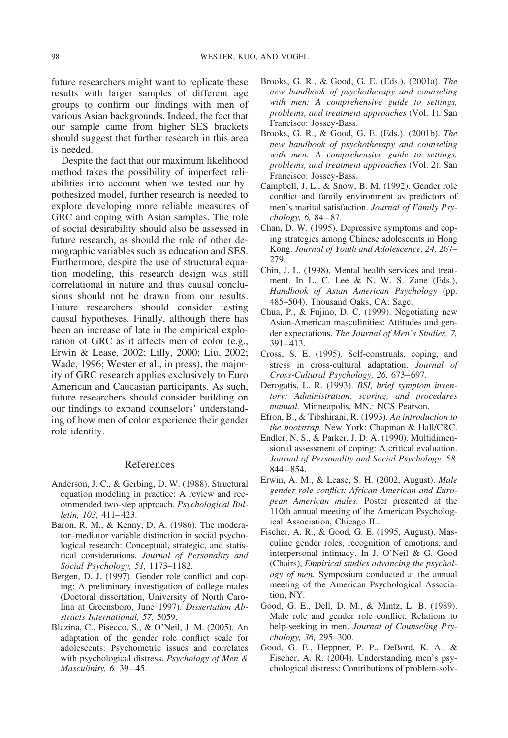future researchers might want to replicate these results with larger samples of different age groups to confirm our findings with men of various Asian backgrounds. Indeed, the fact that our sample came from higher SES brackets should suggest that further research in this area is needed.

Despite the fact that our maximum likelihood method takes the possibility of imperfect reliabilities into account when we tested our hypothesized model, further research is needed to explore developing more reliable measures of GRC and coping with Asian samples. The role of social desirability should also be assessed in future research, as should the role of other demographic variables such as education and SES. Furthermore, despite the use of structural equation modeling, this research design was still correlational in nature and thus causal conclusions should not be drawn from our results. Future researchers should consider testing causal hypotheses. Finally, although there has been an increase of late in the empirical exploration of GRC as it affects men of color (e.g., Erwin & Lease, 2002; Lilly, 2000; Liu, 2002; Wade, 1996; Wester et al., in press), the majority of GRC research applies exclusively to Euro American and Caucasian participants. As such, future researchers should consider building on our findings to expand counselors' understanding of how men of color experience their gender role identity.

## References

Anderson, J. C., & Gerbing, D. W. (1988). Structural equation modeling in practice: A review and recommended two-step approach. *Psychological Bulletin, 103,* 411–423.

Baron, R. M., & Kenny, D. A. (1986). The moderator–mediator variable distinction in social psychological research: Conceptual, strategic, and statistical considerations. *Journal of Personality and Social Psychology, 51,* 1173–1182.

Bergen, D. J. (1997). Gender role conflict and coping: A preliminary investigation of college males (Doctoral dissertation, University of North Carolina at Greensboro, June 1997). *Dissertation Abstracts International, 57,* 5059.

Blazina, C., Pisecco, S., & O'Neil, J. M. (2005). An adaptation of the gender role conflict scale for adolescents: Psychometric issues and correlates with psychological distress. *Psychology of Men & Masculinity, 6,* 39–45.

Brooks, G. R., & Good, G. E. (Eds.). (2001a). *The new handbook of psychotherapy and counseling with men: A comprehensive guide to settings, problems, and treatment approaches* (Vol. 1). San Francisco: Jossey-Bass.

Brooks, G. R., & Good, G. E. (Eds.). (2001b). *The new handbook of psychotherapy and counseling with men: A comprehensive guide to settings, problems, and treatment approaches* (Vol. 2). San Francisco: Jossey-Bass.

Campbell, J. L., & Snow, B. M. (1992). Gender role conflict and family environment as predictors of men's marital satisfaction. *Journal of Family Psychology, 6,* 84–87.

Chan, D. W. (1995). Depressive symptoms and coping strategies among Chinese adolescents in Hong Kong. *Journal of Youth and Adolescence, 24,* 267–279.

Chin, J. L. (1998). Mental health services and treatment. In L. C. Lee & N. W. S. Zane (Eds.), *Handbook of Asian American Psychology* (pp. 485–504). Thousand Oaks, CA: Sage.

Chua, P., & Fujino, D. C. (1999). Negotiating new Asian-American masculinities: Attitudes and gender expectations. *The Journal of Men's Studies, 7,* 391–413.

Cross, S. E. (1995). Self-construals, coping, and stress in cross-cultural adaptation. *Journal of Cross-Cultural Psychology, 26,* 673–697.

Derogatis, L. R. (1993). *BSI, brief symptom inventory: Administration, scoring, and procedures manual.* Minneapolis, MN.: NCS Pearson.

Efron, B., & Tibshirani, R. (1993). *An introduction to the bootstrap.* New York: Chapman & Hall/CRC.

Endler, N. S., & Parker, J. D. A. (1990). Multidimensional assessment of coping: A critical evaluation. *Journal of Personality and Social Psychology, 58,* 844–854.

Erwin, A. M., & Lease, S. H. (2002, August). *Male gender role conflict: African American and European American males.* Poster presented at the 110th annual meeting of the American Psychological Association, Chicago IL.

Fischer, A. R., & Good, G. E. (1995, August). Masculine gender roles, recognition of emotions, and interpersonal intimacy. In J. O'Neil & G. Good (Chairs), *Empirical studies advancing the psychology of men.* Symposium conducted at the annual meeting of the American Psychological Association, NY.

Good, G. E., Dell, D. M., & Mintz, L. B. (1989). Male role and gender role conflict: Relations to help-seeking in men. *Journal of Counseling Psychology, 36,* 295–300.

Good, G. E., Heppner, P. P., DeBord, K. A., & Fischer, A. R. (2004). Understanding men's psychological distress: Contributions of problem-solv-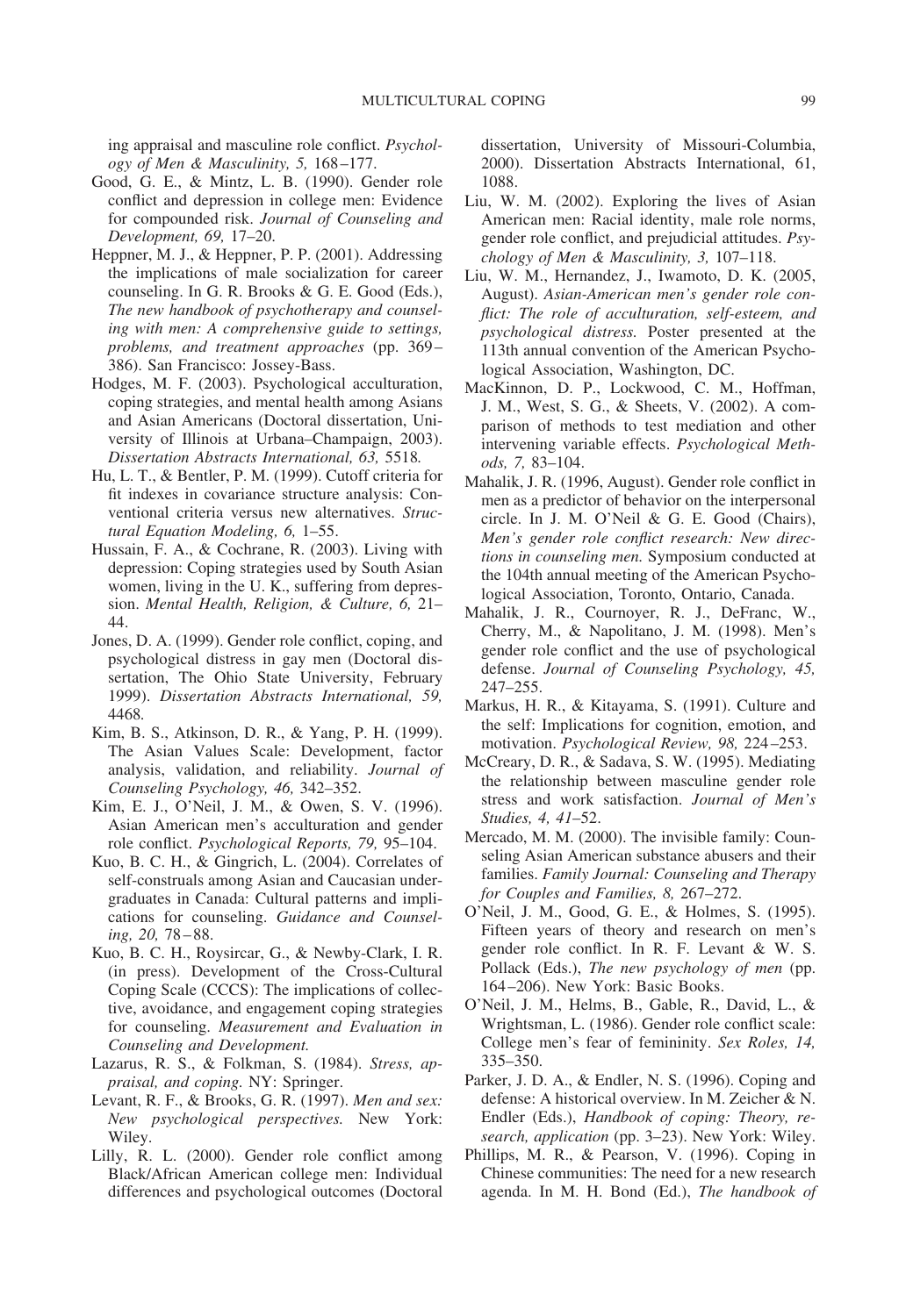ing appraisal and masculine role conflict. *Psychology of Men & Masculinity, 5,* 168–177.

Good, G. E., & Mintz, L. B. (1990). Gender role conflict and depression in college men: Evidence for compounded risk. *Journal of Counseling and Development, 69,* 17–20.

Heppner, M. J., & Heppner, P. P. (2001). Addressing the implications of male socialization for career counseling. In G. R. Brooks & G. E. Good (Eds.), *The new handbook of psychotherapy and counseling with men: A comprehensive guide to settings, problems, and treatment approaches* (pp. 369–386). San Francisco: Jossey-Bass.

Hodges, M. F. (2003). Psychological acculturation, coping strategies, and mental health among Asians and Asian Americans (Doctoral dissertation, University of Illinois at Urbana–Champaign, 2003). *Dissertation Abstracts International, 63,* 5518.

Hu, L. T., & Bentler, P. M. (1999). Cutoff criteria for fit indexes in covariance structure analysis: Conventional criteria versus new alternatives. *Structural Equation Modeling, 6,* 1–55.

Hussain, F. A., & Cochrane, R. (2003). Living with depression: Coping strategies used by South Asian women, living in the U. K., suffering from depression. *Mental Health, Religion, & Culture, 6,* 21–44.

Jones, D. A. (1999). Gender role conflict, coping, and psychological distress in gay men (Doctoral dissertation, The Ohio State University, February 1999). *Dissertation Abstracts International, 59,* 4468.

Kim, B. S., Atkinson, D. R., & Yang, P. H. (1999). The Asian Values Scale: Development, factor analysis, validation, and reliability. *Journal of Counseling Psychology, 46,* 342–352.

Kim, E. J., O'Neil, J. M., & Owen, S. V. (1996). Asian American men's acculturation and gender role conflict. *Psychological Reports, 79,* 95–104.

Kuo, B. C. H., & Gingrich, L. (2004). Correlates of self-construals among Asian and Caucasian undergraduates in Canada: Cultural patterns and implications for counseling. *Guidance and Counseling, 20,* 78–88.

Kuo, B. C. H., Roysircar, G., & Newby-Clark, I. R. (in press). Development of the Cross-Cultural Coping Scale (CCCS): The implications of collective, avoidance, and engagement coping strategies for counseling. *Measurement and Evaluation in Counseling and Development.*

Lazarus, R. S., & Folkman, S. (1984). *Stress, appraisal, and coping.* NY: Springer.

Levant, R. F., & Brooks, G. R. (1997). *Men and sex: New psychological perspectives.* New York: Wiley.

Lilly, R. L. (2000). Gender role conflict among Black/African American college men: Individual differences and psychological outcomes (Doctoral dissertation, University of Missouri-Columbia, 2000). Dissertation Abstracts International, 61, 1088.

Liu, W. M. (2002). Exploring the lives of Asian American men: Racial identity, male role norms, gender role conflict, and prejudicial attitudes. *Psychology of Men & Masculinity, 3,* 107–118.

Liu, W. M., Hernandez, J., Iwamoto, D. K. (2005, August). *Asian-American men's gender role conflict: The role of acculturation, self-esteem, and psychological distress.* Poster presented at the 113th annual convention of the American Psychological Association, Washington, DC.

MacKinnon, D. P., Lockwood, C. M., Hoffman, J. M., West, S. G., & Sheets, V. (2002). A comparison of methods to test mediation and other intervening variable effects. *Psychological Methods, 7,* 83–104.

Mahalik, J. R. (1996, August). Gender role conflict in men as a predictor of behavior on the interpersonal circle. In J. M. O'Neil & G. E. Good (Chairs), *Men's gender role conflict research: New directions in counseling men.* Symposium conducted at the 104th annual meeting of the American Psychological Association, Toronto, Ontario, Canada.

Mahalik, J. R., Cournoyer, R. J., DeFranc, W., Cherry, M., & Napolitano, J. M. (1998). Men's gender role conflict and the use of psychological defense. *Journal of Counseling Psychology, 45,* 247–255.

Markus, H. R., & Kitayama, S. (1991). Culture and the self: Implications for cognition, emotion, and motivation. *Psychological Review, 98,* 224–253.

McCreary, D. R., & Sadava, S. W. (1995). Mediating the relationship between masculine gender role stress and work satisfaction. *Journal of Men's Studies, 4, 41*–52.

Mercado, M. M. (2000). The invisible family: Counseling Asian American substance abusers and their families. *Family Journal: Counseling and Therapy for Couples and Families, 8,* 267–272.

O'Neil, J. M., Good, G. E., & Holmes, S. (1995). Fifteen years of theory and research on men's gender role conflict. In R. F. Levant & W. S. Pollack (Eds.), *The new psychology of men* (pp. 164–206). New York: Basic Books.

O'Neil, J. M., Helms, B., Gable, R., David, L., & Wrightsman, L. (1986). Gender role conflict scale: College men's fear of femininity. *Sex Roles, 14,* 335–350.

Parker, J. D. A., & Endler, N. S. (1996). Coping and defense: A historical overview. In M. Zeicher & N. Endler (Eds.), *Handbook of coping: Theory, research, application* (pp. 3–23). New York: Wiley.

Phillips, M. R., & Pearson, V. (1996). Coping in Chinese communities: The need for a new research agenda. In M. H. Bond (Ed.), *The handbook of*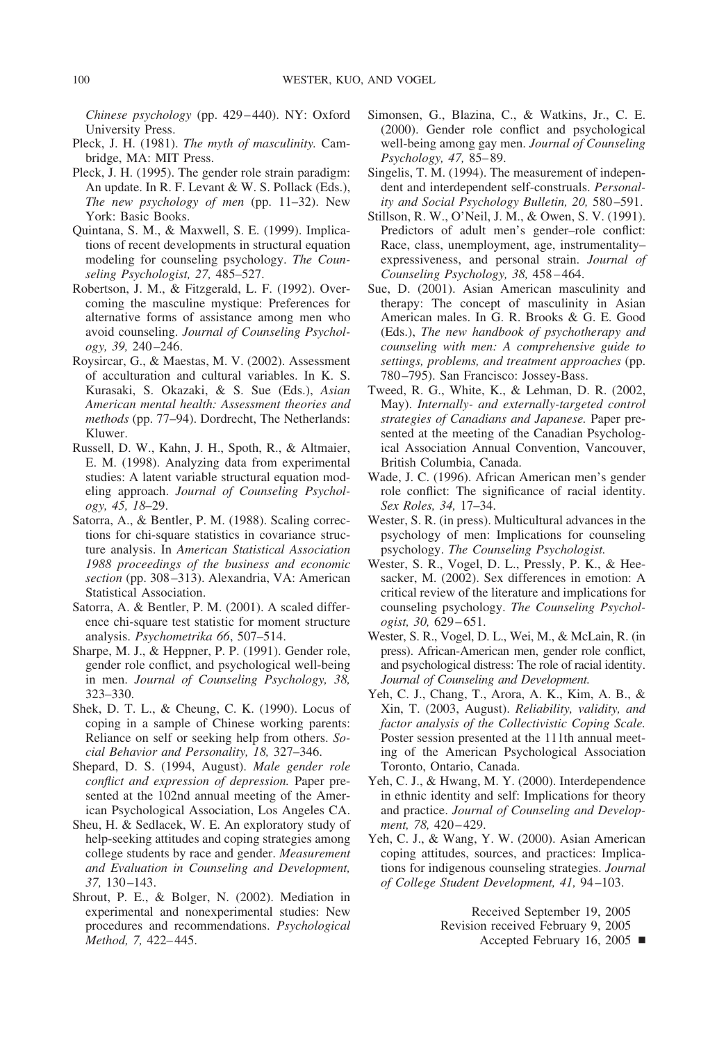*Chinese psychology* (pp. 429–440). NY: Oxford University Press.

Pleck, J. H. (1981). *The myth of masculinity.* Cambridge, MA: MIT Press.

Pleck, J. H. (1995). The gender role strain paradigm: An update. In R. F. Levant & W. S. Pollack (Eds.), *The new psychology of men* (pp. 11–32). New York: Basic Books.

Quintana, S. M., & Maxwell, S. E. (1999). Implications of recent developments in structural equation modeling for counseling psychology. *The Counseling Psychologist, 27,* 485–527.

Robertson, J. M., & Fitzgerald, L. F. (1992). Overcoming the masculine mystique: Preferences for alternative forms of assistance among men who avoid counseling. *Journal of Counseling Psychology, 39,* 240–246.

Roysircar, G., & Maestas, M. V. (2002). Assessment of acculturation and cultural variables. In K. S. Kurasaki, S. Okazaki, & S. Sue (Eds.), *Asian American mental health: Assessment theories and methods* (pp. 77–94). Dordrecht, The Netherlands: Kluwer.

Russell, D. W., Kahn, J. H., Spoth, R., & Altmaier, E. M. (1998). Analyzing data from experimental studies: A latent variable structural equation modeling approach. *Journal of Counseling Psychology, 45, 18*–29.

Satorra, A., & Bentler, P. M. (1988). Scaling corrections for chi-square statistics in covariance structure analysis. In *American Statistical Association 1988 proceedings of the business and economic section* (pp. 308–313). Alexandria, VA: American Statistical Association.

Satorra, A. & Bentler, P. M. (2001). A scaled difference chi-square test statistic for moment structure analysis. *Psychometrika 66*, 507–514.

Sharpe, M. J., & Heppner, P. P. (1991). Gender role, gender role conflict, and psychological well-being in men. *Journal of Counseling Psychology, 38,* 323–330.

Shek, D. T. L., & Cheung, C. K. (1990). Locus of coping in a sample of Chinese working parents: Reliance on self or seeking help from others. *Social Behavior and Personality, 18,* 327–346.

Shepard, D. S. (1994, August). *Male gender role conflict and expression of depression.* Paper presented at the 102nd annual meeting of the American Psychological Association, Los Angeles CA.

Sheu, H. & Sedlacek, W. E. An exploratory study of help-seeking attitudes and coping strategies among college students by race and gender. *Measurement and Evaluation in Counseling and Development, 37,* 130–143.

Shrout, P. E., & Bolger, N. (2002). Mediation in experimental and nonexperimental studies: New procedures and recommendations. *Psychological Method, 7,* 422–445.

Simonsen, G., Blazina, C., & Watkins, Jr., C. E. (2000). Gender role conflict and psychological well-being among gay men. *Journal of Counseling Psychology, 47,* 85–89.

Singelis, T. M. (1994). The measurement of independent and interdependent self-construals. *Personality and Social Psychology Bulletin, 20,* 580–591.

Stillson, R. W., O'Neil, J. M., & Owen, S. V. (1991). Predictors of adult men's gender–role conflict: Race, class, unemployment, age, instrumentality–expressiveness, and personal strain. *Journal of Counseling Psychology, 38,* 458–464.

Sue, D. (2001). Asian American masculinity and therapy: The concept of masculinity in Asian American males. In G. R. Brooks & G. E. Good (Eds.), *The new handbook of psychotherapy and counseling with men: A comprehensive guide to settings, problems, and treatment approaches* (pp. 780–795). San Francisco: Jossey-Bass.

Tweed, R. G., White, K., & Lehman, D. R. (2002, May). *Internally- and externally-targeted control strategies of Canadians and Japanese.* Paper presented at the meeting of the Canadian Psychological Association Annual Convention, Vancouver, British Columbia, Canada.

Wade, J. C. (1996). African American men's gender role conflict: The significance of racial identity. *Sex Roles, 34,* 17–34.

Wester, S. R. (in press). Multicultural advances in the psychology of men: Implications for counseling psychology. *The Counseling Psychologist.*

Wester, S. R., Vogel, D. L., Pressly, P. K., & Heesacker, M. (2002). Sex differences in emotion: A critical review of the literature and implications for counseling psychology. *The Counseling Psychologist, 30,* 629–651.

Wester, S. R., Vogel, D. L., Wei, M., & McLain, R. (in press). African-American men, gender role conflict, and psychological distress: The role of racial identity. *Journal of Counseling and Development.*

Yeh, C. J., Chang, T., Arora, A. K., Kim, A. B., & Xin, T. (2003, August). *Reliability, validity, and factor analysis of the Collectivistic Coping Scale.* Poster session presented at the 111th annual meeting of the American Psychological Association Toronto, Ontario, Canada.

Yeh, C. J., & Hwang, M. Y. (2000). Interdependence in ethnic identity and self: Implications for theory and practice. *Journal of Counseling and Development, 78,* 420–429.

Yeh, C. J., & Wang, Y. W. (2000). Asian American coping attitudes, sources, and practices: Implications for indigenous counseling strategies. *Journal of College Student Development, 41,* 94–103.

Received September 19, 2005
Revision received February 9, 2005
Accepted February 16, 2005 ■